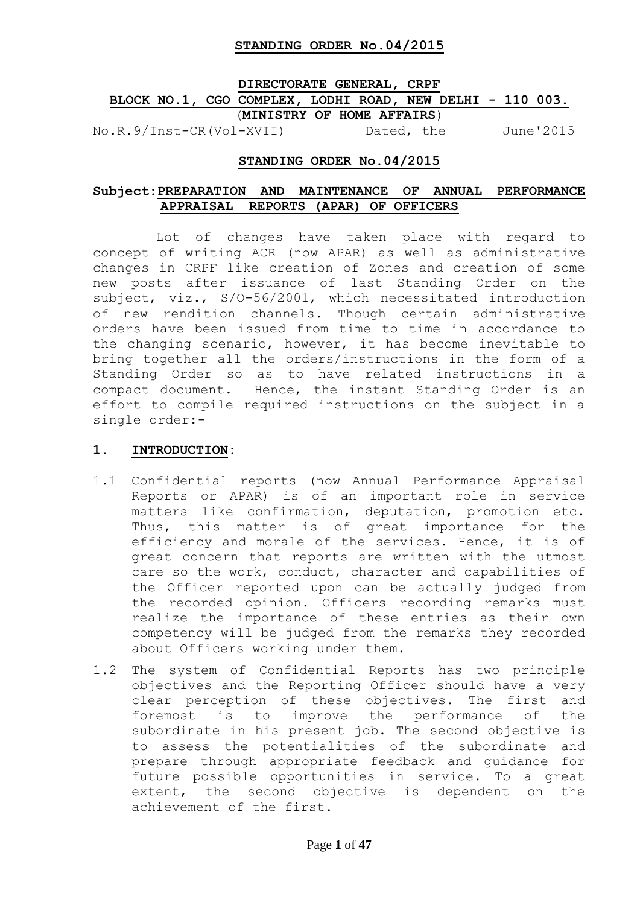**STANDING ORDER No.04/2015**

**DIRECTORATE GENERAL, CRPF**
**BLOCK NO.1, CGO COMPLEX, LODHI ROAD, NEW DELHI - 110 003.**
(**MINISTRY OF HOME AFFAIRS**)

No.R.9/Inst-CR(Vol-XVII) Dated, the June'2015

**STANDING ORDER No.04/2015**

**Subject: PREPARATION AND MAINTENANCE OF ANNUAL PERFORMANCE APPRAISAL REPORTS (APAR) OF OFFICERS**

Lot of changes have taken place with regard to concept of writing ACR (now APAR) as well as administrative changes in CRPF like creation of Zones and creation of some new posts after issuance of last Standing Order on the subject, viz., S/O-56/2001, which necessitated introduction of new rendition channels. Though certain administrative orders have been issued from time to time in accordance to the changing scenario, however, it has become inevitable to bring together all the orders/instructions in the form of a Standing Order so as to have related instructions in a compact document. Hence, the instant Standing Order is an effort to compile required instructions on the subject in a single order:-

## 1. INTRODUCTION:

1.1 Confidential reports (now Annual Performance Appraisal Reports or APAR) is of an important role in service matters like confirmation, deputation, promotion etc. Thus, this matter is of great importance for the efficiency and morale of the services. Hence, it is of great concern that reports are written with the utmost care so the work, conduct, character and capabilities of the Officer reported upon can be actually judged from the recorded opinion. Officers recording remarks must realize the importance of these entries as their own competency will be judged from the remarks they recorded about Officers working under them.

1.2 The system of Confidential Reports has two principle objectives and the Reporting Officer should have a very clear perception of these objectives. The first and foremost is to improve the performance of the subordinate in his present job. The second objective is to assess the potentialities of the subordinate and prepare through appropriate feedback and guidance for future possible opportunities in service. To a great extent, the second objective is dependent on the achievement of the first.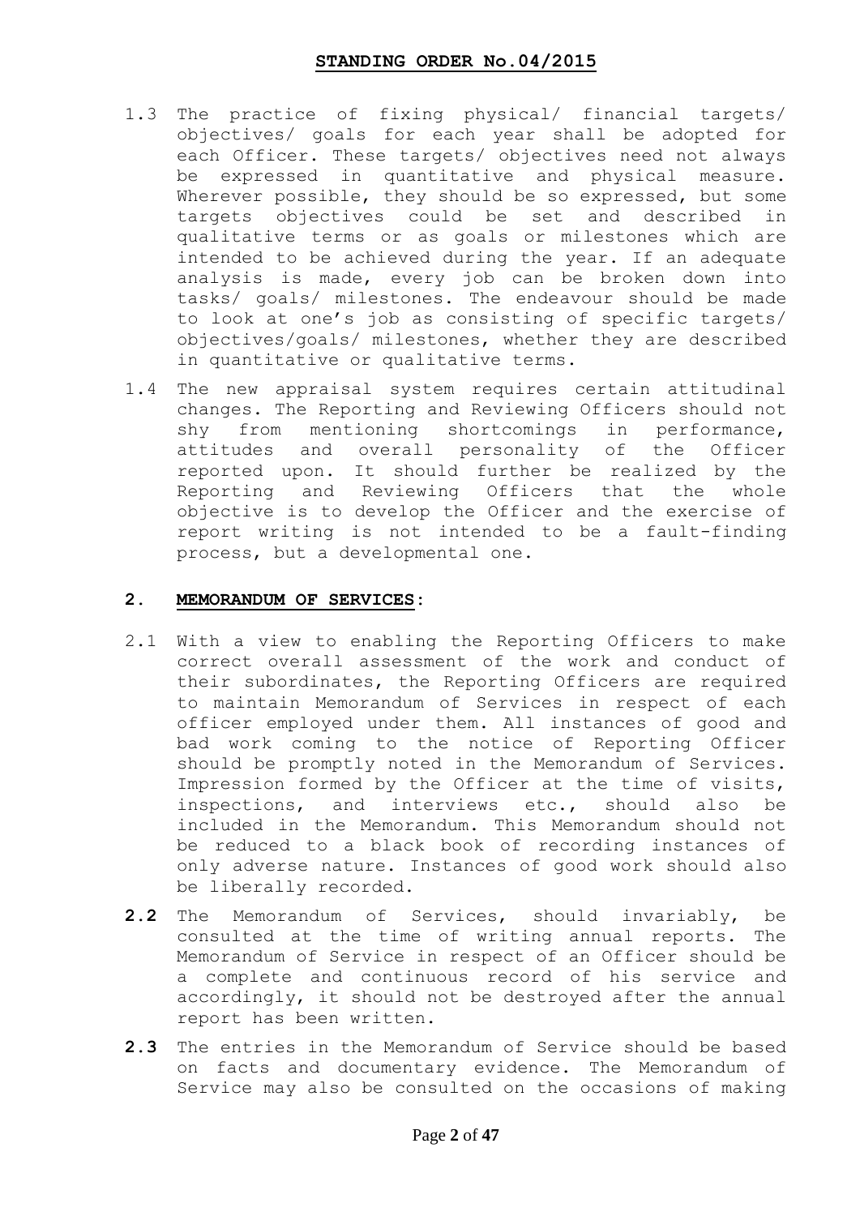1.3 The practice of fixing physical/ financial targets/ objectives/ goals for each year shall be adopted for each Officer. These targets/ objectives need not always be expressed in quantitative and physical measure. Wherever possible, they should be so expressed, but some targets objectives could be set and described in qualitative terms or as goals or milestones which are intended to be achieved during the year. If an adequate analysis is made, every job can be broken down into tasks/ goals/ milestones. The endeavour should be made to look at one's job as consisting of specific targets/ objectives/goals/ milestones, whether they are described in quantitative or qualitative terms.

1.4 The new appraisal system requires certain attitudinal changes. The Reporting and Reviewing Officers should not shy from mentioning shortcomings in performance, attitudes and overall personality of the Officer reported upon. It should further be realized by the Reporting and Reviewing Officers that the whole objective is to develop the Officer and the exercise of report writing is not intended to be a fault-finding process, but a developmental one.

## 2. MEMORANDUM OF SERVICES:

2.1 With a view to enabling the Reporting Officers to make correct overall assessment of the work and conduct of their subordinates, the Reporting Officers are required to maintain Memorandum of Services in respect of each officer employed under them. All instances of good and bad work coming to the notice of Reporting Officer should be promptly noted in the Memorandum of Services. Impression formed by the Officer at the time of visits, inspections, and interviews etc., should also be included in the Memorandum. This Memorandum should not be reduced to a black book of recording instances of only adverse nature. Instances of good work should also be liberally recorded.

**2.2** The Memorandum of Services, should invariably, be consulted at the time of writing annual reports. The Memorandum of Service in respect of an Officer should be a complete and continuous record of his service and accordingly, it should not be destroyed after the annual report has been written.

**2.3** The entries in the Memorandum of Service should be based on facts and documentary evidence. The Memorandum of Service may also be consulted on the occasions of making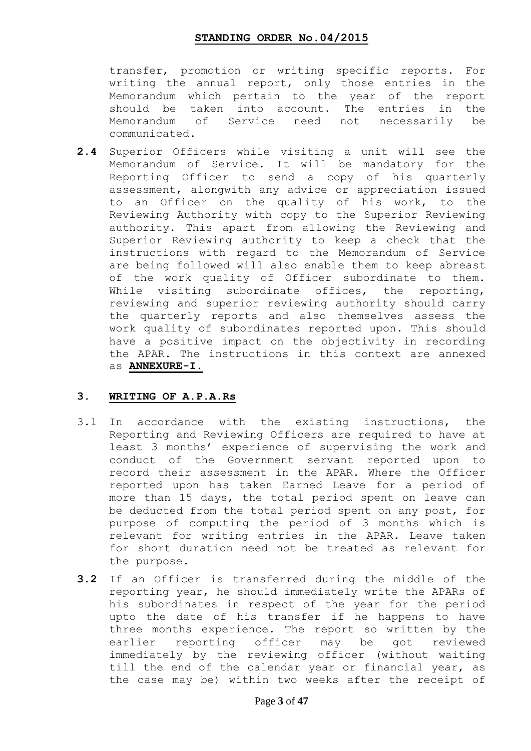transfer, promotion or writing specific reports. For writing the annual report, only those entries in the Memorandum which pertain to the year of the report should be taken into account. The entries in the Memorandum of Service need not necessarily be communicated.

**2.4** Superior Officers while visiting a unit will see the Memorandum of Service. It will be mandatory for the Reporting Officer to send a copy of his quarterly assessment, alongwith any advice or appreciation issued to an Officer on the quality of his work, to the Reviewing Authority with copy to the Superior Reviewing authority. This apart from allowing the Reviewing and Superior Reviewing authority to keep a check that the instructions with regard to the Memorandum of Service are being followed will also enable them to keep abreast of the work quality of Officer subordinate to them. While visiting subordinate offices, the reporting, reviewing and superior reviewing authority should carry the quarterly reports and also themselves assess the work quality of subordinates reported upon. This should have a positive impact on the objectivity in recording the APAR. The instructions in this context are annexed as **ANNEXURE-I.**

## 3. WRITING OF A.P.A.Rs

3.1 In accordance with the existing instructions, the Reporting and Reviewing Officers are required to have at least 3 months' experience of supervising the work and conduct of the Government servant reported upon to record their assessment in the APAR. Where the Officer reported upon has taken Earned Leave for a period of more than 15 days, the total period spent on leave can be deducted from the total period spent on any post, for purpose of computing the period of 3 months which is relevant for writing entries in the APAR. Leave taken for short duration need not be treated as relevant for the purpose.

**3.2** If an Officer is transferred during the middle of the reporting year, he should immediately write the APARs of his subordinates in respect of the year for the period upto the date of his transfer if he happens to have three months experience. The report so written by the earlier reporting officer may be got reviewed immediately by the reviewing officer (without waiting till the end of the calendar year or financial year, as the case may be) within two weeks after the receipt of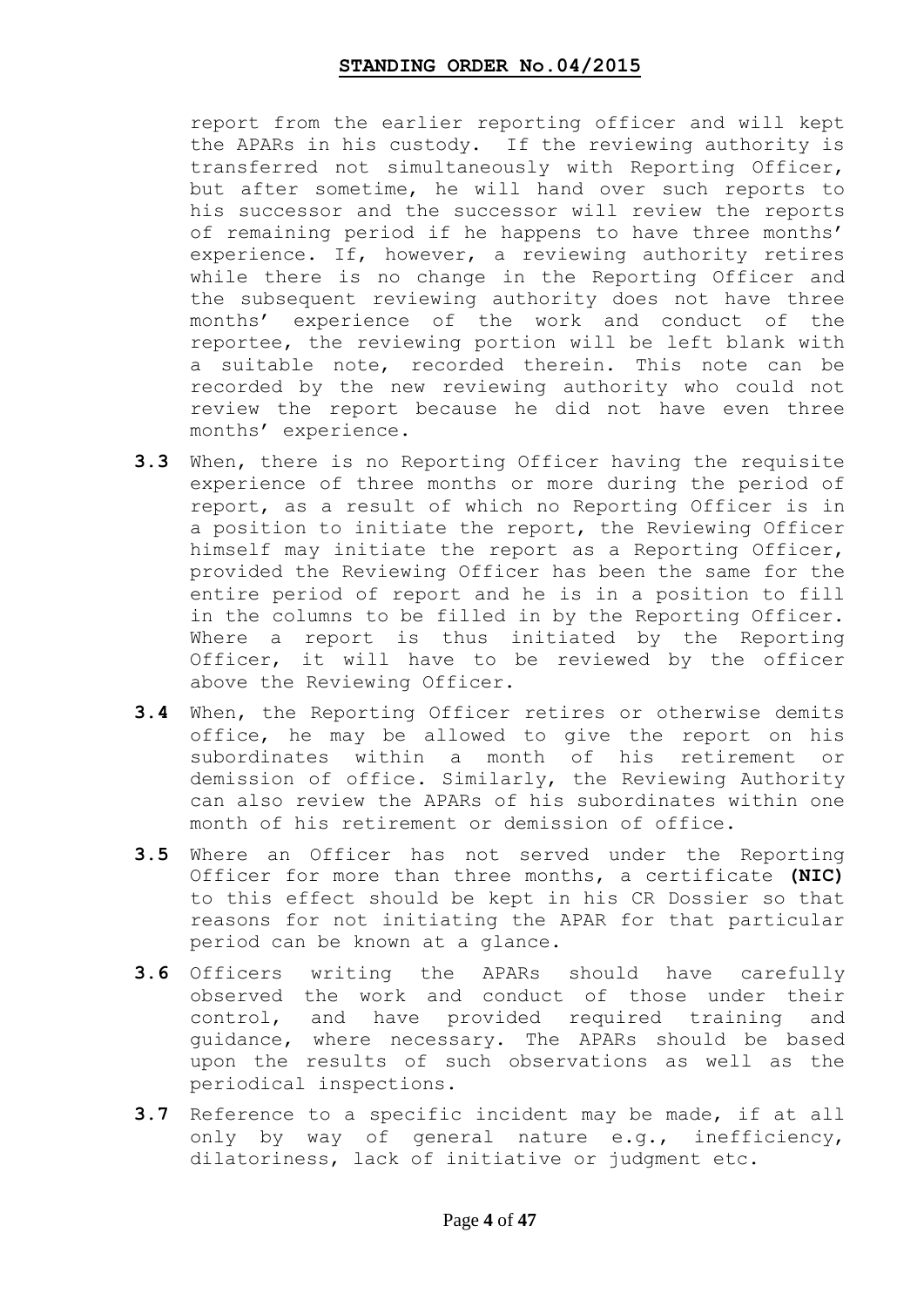report from the earlier reporting officer and will kept the APARs in his custody. If the reviewing authority is transferred not simultaneously with Reporting Officer, but after sometime, he will hand over such reports to his successor and the successor will review the reports of remaining period if he happens to have three months' experience. If, however, a reviewing authority retires while there is no change in the Reporting Officer and the subsequent reviewing authority does not have three months' experience of the work and conduct of the reportee, the reviewing portion will be left blank with a suitable note, recorded therein. This note can be recorded by the new reviewing authority who could not review the report because he did not have even three months' experience.

**3.3** When, there is no Reporting Officer having the requisite experience of three months or more during the period of report, as a result of which no Reporting Officer is in a position to initiate the report, the Reviewing Officer himself may initiate the report as a Reporting Officer, provided the Reviewing Officer has been the same for the entire period of report and he is in a position to fill in the columns to be filled in by the Reporting Officer. Where a report is thus initiated by the Reporting Officer, it will have to be reviewed by the officer above the Reviewing Officer.

**3.4** When, the Reporting Officer retires or otherwise demits office, he may be allowed to give the report on his subordinates within a month of his retirement or demission of office. Similarly, the Reviewing Authority can also review the APARs of his subordinates within one month of his retirement or demission of office.

**3.5** Where an Officer has not served under the Reporting Officer for more than three months, a certificate **(NIC)** to this effect should be kept in his CR Dossier so that reasons for not initiating the APAR for that particular period can be known at a glance.

**3.6** Officers writing the APARs should have carefully observed the work and conduct of those under their control, and have provided required training and guidance, where necessary. The APARs should be based upon the results of such observations as well as the periodical inspections.

**3.7** Reference to a specific incident may be made, if at all only by way of general nature e.g., inefficiency, dilatoriness, lack of initiative or judgment etc.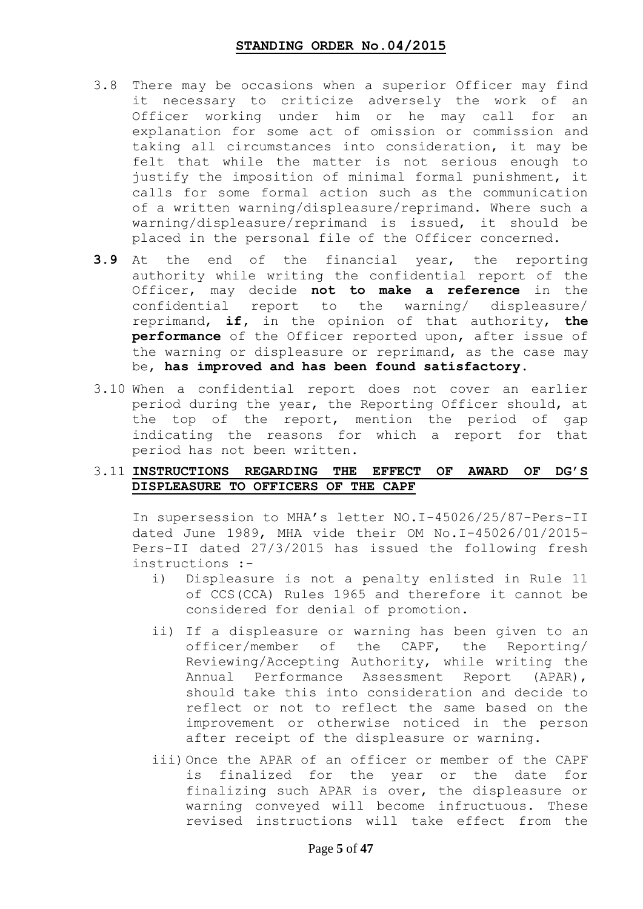3.8 There may be occasions when a superior Officer may find it necessary to criticize adversely the work of an Officer working under him or he may call for an explanation for some act of omission or commission and taking all circumstances into consideration, it may be felt that while the matter is not serious enough to justify the imposition of minimal formal punishment, it calls for some formal action such as the communication of a written warning/displeasure/reprimand. Where such a warning/displeasure/reprimand is issued, it should be placed in the personal file of the Officer concerned.

**3.9** At the end of the financial year, the reporting authority while writing the confidential report of the Officer, may decide **not to make a reference** in the confidential report to the warning/ displeasure/ reprimand, **if**, in the opinion of that authority, **the performance** of the Officer reported upon, after issue of the warning or displeasure or reprimand, as the case may be, **has improved and has been found satisfactory.**

3.10 When a confidential report does not cover an earlier period during the year, the Reporting Officer should, at the top of the report, mention the period of gap indicating the reasons for which a report for that period has not been written.

3.11 **INSTRUCTIONS REGARDING THE EFFECT OF AWARD OF DG'S DISPLEASURE TO OFFICERS OF THE CAPF**

In supersession to MHA's letter NO.I-45026/25/87-Pers-II dated June 1989, MHA vide their OM No.I-45026/01/2015-Pers-II dated 27/3/2015 has issued the following fresh instructions :-

i) Displeasure is not a penalty enlisted in Rule 11 of CCS(CCA) Rules 1965 and therefore it cannot be considered for denial of promotion.

ii) If a displeasure or warning has been given to an officer/member of the CAPF, the Reporting/ Reviewing/Accepting Authority, while writing the Annual Performance Assessment Report (APAR), should take this into consideration and decide to reflect or not to reflect the same based on the improvement or otherwise noticed in the person after receipt of the displeasure or warning.

iii) Once the APAR of an officer or member of the CAPF is finalized for the year or the date for finalizing such APAR is over, the displeasure or warning conveyed will become infructuous. These revised instructions will take effect from the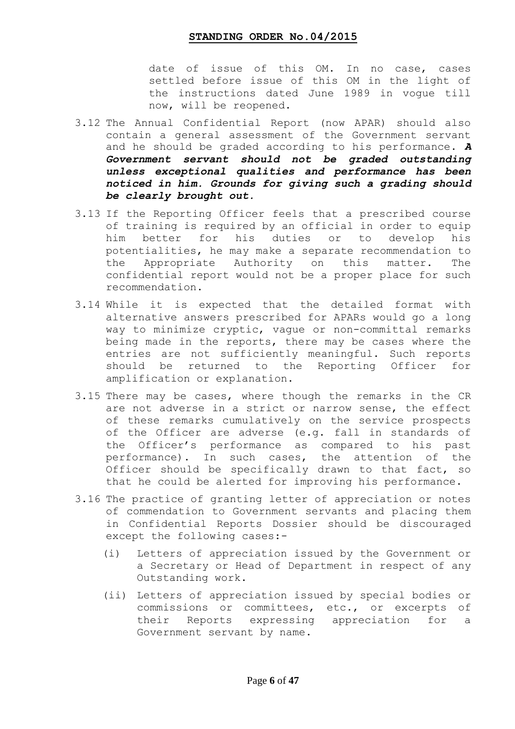date of issue of this OM. In no case, cases settled before issue of this OM in the light of the instructions dated June 1989 in vogue till now, will be reopened.

3.12 The Annual Confidential Report (now APAR) should also contain a general assessment of the Government servant and he should be graded according to his performance. ***A Government servant should not be graded outstanding unless exceptional qualities and performance has been noticed in him. Grounds for giving such a grading should be clearly brought out.***

3.13 If the Reporting Officer feels that a prescribed course of training is required by an official in order to equip him better for his duties or to develop his potentialities, he may make a separate recommendation to the Appropriate Authority on this matter. The confidential report would not be a proper place for such recommendation.

3.14 While it is expected that the detailed format with alternative answers prescribed for APARs would go a long way to minimize cryptic, vague or non-committal remarks being made in the reports, there may be cases where the entries are not sufficiently meaningful. Such reports should be returned to the Reporting Officer for amplification or explanation.

3.15 There may be cases, where though the remarks in the CR are not adverse in a strict or narrow sense, the effect of these remarks cumulatively on the service prospects of the Officer are adverse (e.g. fall in standards of the Officer's performance as compared to his past performance). In such cases, the attention of the Officer should be specifically drawn to that fact, so that he could be alerted for improving his performance.

3.16 The practice of granting letter of appreciation or notes of commendation to Government servants and placing them in Confidential Reports Dossier should be discouraged except the following cases:-

(i) Letters of appreciation issued by the Government or a Secretary or Head of Department in respect of any Outstanding work.

(ii) Letters of appreciation issued by special bodies or commissions or committees, etc., or excerpts of their Reports expressing appreciation for a Government servant by name.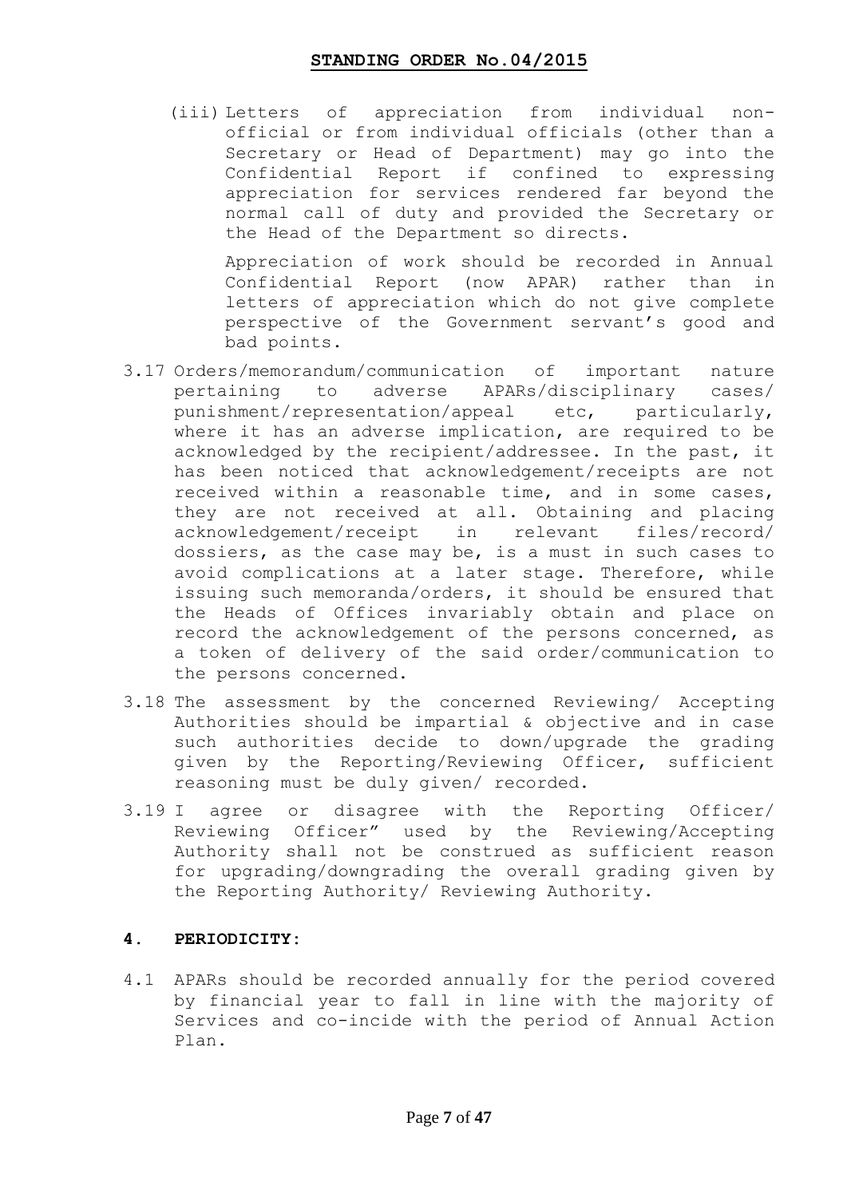(iii) Letters of appreciation from individual non-official or from individual officials (other than a Secretary or Head of Department) may go into the Confidential Report if confined to expressing appreciation for services rendered far beyond the normal call of duty and provided the Secretary or the Head of the Department so directs.

Appreciation of work should be recorded in Annual Confidential Report (now APAR) rather than in letters of appreciation which do not give complete perspective of the Government servant's good and bad points.

3.17 Orders/memorandum/communication of important nature pertaining to adverse APARs/disciplinary cases/ punishment/representation/appeal etc, particularly, where it has an adverse implication, are required to be acknowledged by the recipient/addressee. In the past, it has been noticed that acknowledgement/receipts are not received within a reasonable time, and in some cases, they are not received at all. Obtaining and placing acknowledgement/receipt in relevant files/record/ dossiers, as the case may be, is a must in such cases to avoid complications at a later stage. Therefore, while issuing such memoranda/orders, it should be ensured that the Heads of Offices invariably obtain and place on record the acknowledgement of the persons concerned, as a token of delivery of the said order/communication to the persons concerned.

3.18 The assessment by the concerned Reviewing/ Accepting Authorities should be impartial & objective and in case such authorities decide to down/upgrade the grading given by the Reporting/Reviewing Officer, sufficient reasoning must be duly given/ recorded.

3.19 I agree or disagree with the Reporting Officer/ Reviewing Officer" used by the Reviewing/Accepting Authority shall not be construed as sufficient reason for upgrading/downgrading the overall grading given by the Reporting Authority/ Reviewing Authority.

## 4. PERIODICITY:

4.1 APARs should be recorded annually for the period covered by financial year to fall in line with the majority of Services and co-incide with the period of Annual Action Plan.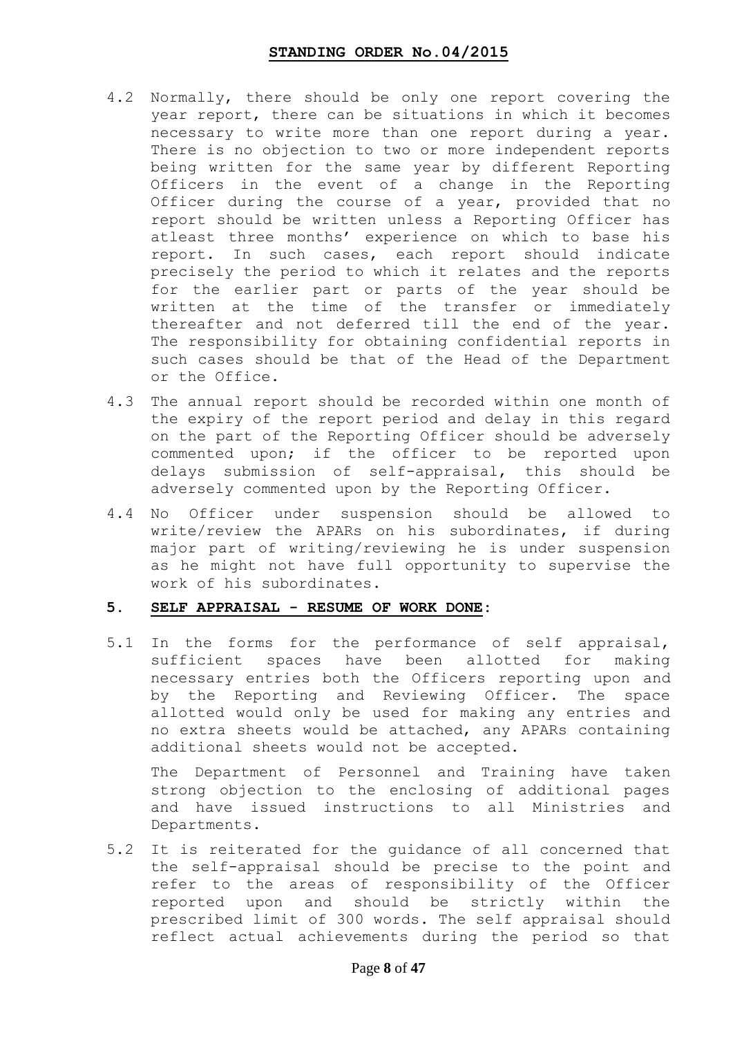4.2 Normally, there should be only one report covering the year report, there can be situations in which it becomes necessary to write more than one report during a year. There is no objection to two or more independent reports being written for the same year by different Reporting Officers in the event of a change in the Reporting Officer during the course of a year, provided that no report should be written unless a Reporting Officer has atleast three months' experience on which to base his report. In such cases, each report should indicate precisely the period to which it relates and the reports for the earlier part or parts of the year should be written at the time of the transfer or immediately thereafter and not deferred till the end of the year. The responsibility for obtaining confidential reports in such cases should be that of the Head of the Department or the Office.

4.3 The annual report should be recorded within one month of the expiry of the report period and delay in this regard on the part of the Reporting Officer should be adversely commented upon; if the officer to be reported upon delays submission of self-appraisal, this should be adversely commented upon by the Reporting Officer.

4.4 No Officer under suspension should be allowed to write/review the APARs on his subordinates, if during major part of writing/reviewing he is under suspension as he might not have full opportunity to supervise the work of his subordinates.

## 5. SELF APPRAISAL - RESUME OF WORK DONE:

5.1 In the forms for the performance of self appraisal, sufficient spaces have been allotted for making necessary entries both the Officers reporting upon and by the Reporting and Reviewing Officer. The space allotted would only be used for making any entries and no extra sheets would be attached, any APARs containing additional sheets would not be accepted.

The Department of Personnel and Training have taken strong objection to the enclosing of additional pages and have issued instructions to all Ministries and Departments.

5.2 It is reiterated for the guidance of all concerned that the self-appraisal should be precise to the point and refer to the areas of responsibility of the Officer reported upon and should be strictly within the prescribed limit of 300 words. The self appraisal should reflect actual achievements during the period so that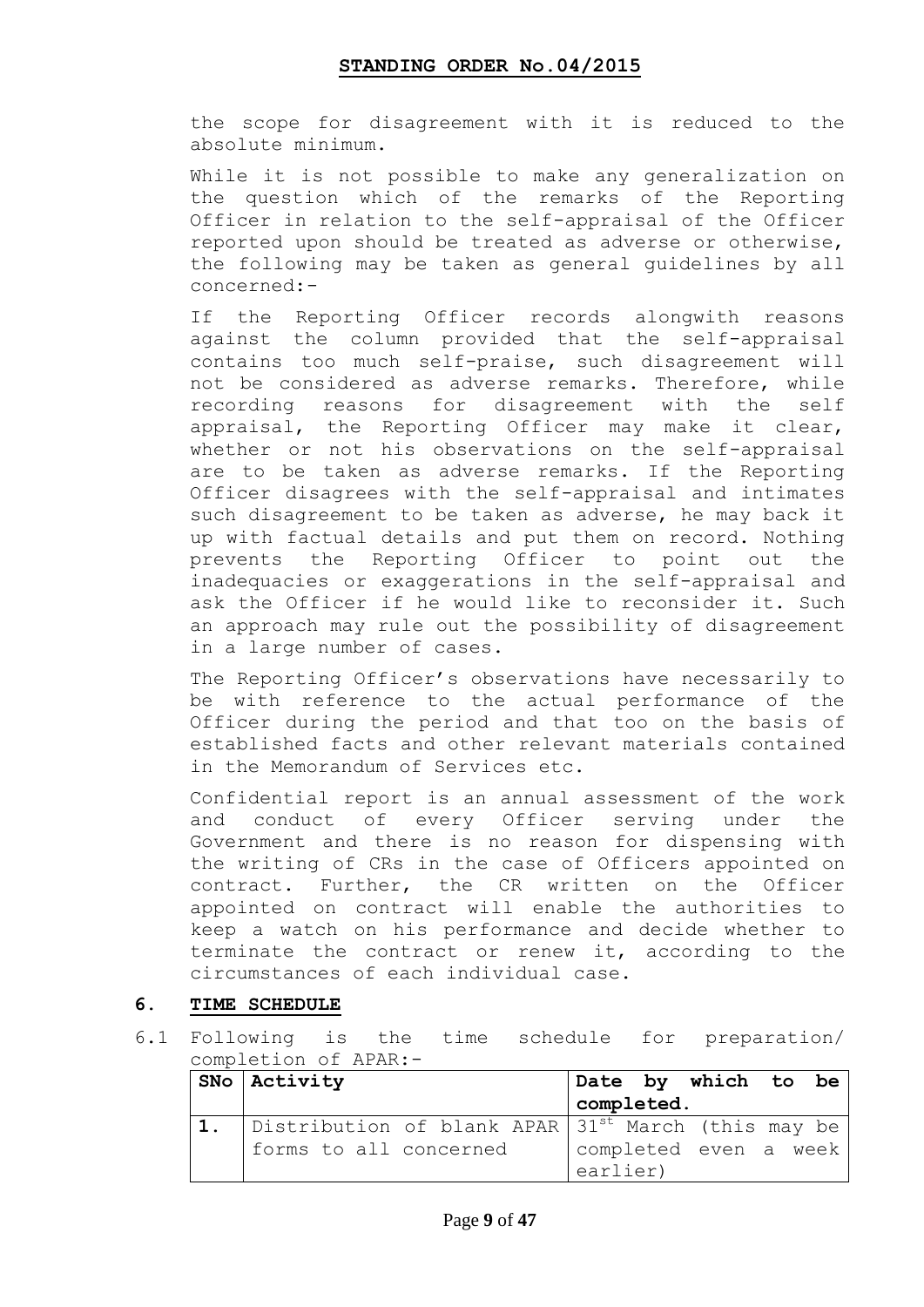the scope for disagreement with it is reduced to the absolute minimum.

While it is not possible to make any generalization on the question which of the remarks of the Reporting Officer in relation to the self-appraisal of the Officer reported upon should be treated as adverse or otherwise, the following may be taken as general guidelines by all concerned:-

If the Reporting Officer records alongwith reasons against the column provided that the self-appraisal contains too much self-praise, such disagreement will not be considered as adverse remarks. Therefore, while recording reasons for disagreement with the self appraisal, the Reporting Officer may make it clear, whether or not his observations on the self-appraisal are to be taken as adverse remarks. If the Reporting Officer disagrees with the self-appraisal and intimates such disagreement to be taken as adverse, he may back it up with factual details and put them on record. Nothing prevents the Reporting Officer to point out the inadequacies or exaggerations in the self-appraisal and ask the Officer if he would like to reconsider it. Such an approach may rule out the possibility of disagreement in a large number of cases.

The Reporting Officer's observations have necessarily to be with reference to the actual performance of the Officer during the period and that too on the basis of established facts and other relevant materials contained in the Memorandum of Services etc.

Confidential report is an annual assessment of the work and conduct of every Officer serving under the Government and there is no reason for dispensing with the writing of CRs in the case of Officers appointed on contract. Further, the CR written on the Officer appointed on contract will enable the authorities to keep a watch on his performance and decide whether to terminate the contract or renew it, according to the circumstances of each individual case.

## 6. TIME SCHEDULE

6.1 Following is the time schedule for preparation/ completion of APAR:-

| SNo | Activity | Date by which to be completed. |
|---|---|---|
| 1. | Distribution of blank APAR forms to all concerned | 31st March (this may be completed even a week earlier) |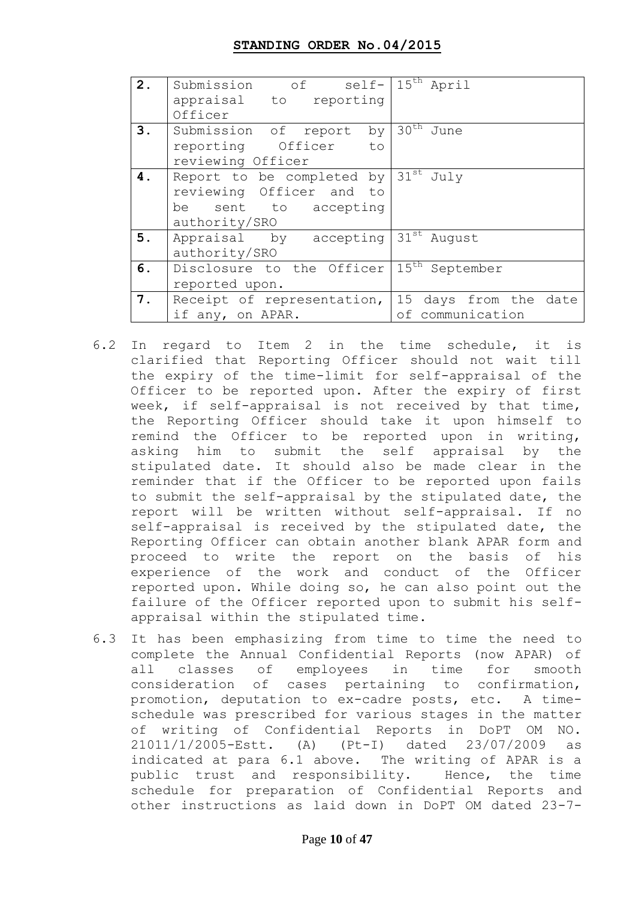| 2. | Submission of self-appraisal to reporting Officer | 15th April |
|---|---|---|
| 3. | Submission of report by reporting Officer to reviewing Officer | 30th June |
| 4. | Report to be completed by reviewing Officer and to be sent to accepting authority/SRO | 31st July |
| 5. | Appraisal by accepting authority/SRO | 31st August |
| 6. | Disclosure to the Officer reported upon. | 15th September |
| 7. | Receipt of representation, if any, on APAR. | 15 days from the date of communication |

6.2 In regard to Item 2 in the time schedule, it is clarified that Reporting Officer should not wait till the expiry of the time-limit for self-appraisal of the Officer to be reported upon. After the expiry of first week, if self-appraisal is not received by that time, the Reporting Officer should take it upon himself to remind the Officer to be reported upon in writing, asking him to submit the self appraisal by the stipulated date. It should also be made clear in the reminder that if the Officer to be reported upon fails to submit the self-appraisal by the stipulated date, the report will be written without self-appraisal. If no self-appraisal is received by the stipulated date, the Reporting Officer can obtain another blank APAR form and proceed to write the report on the basis of his experience of the work and conduct of the Officer reported upon. While doing so, he can also point out the failure of the Officer reported upon to submit his self-appraisal within the stipulated time.

6.3 It has been emphasizing from time to time the need to complete the Annual Confidential Reports (now APAR) of all classes of employees in time for smooth consideration of cases pertaining to confirmation, promotion, deputation to ex-cadre posts, etc. A time-schedule was prescribed for various stages in the matter of writing of Confidential Reports in DoPT OM NO. 21011/1/2005-Estt. (A) (Pt-I) dated 23/07/2009 as indicated at para 6.1 above. The writing of APAR is a public trust and responsibility. Hence, the time schedule for preparation of Confidential Reports and other instructions as laid down in DoPT OM dated 23-7-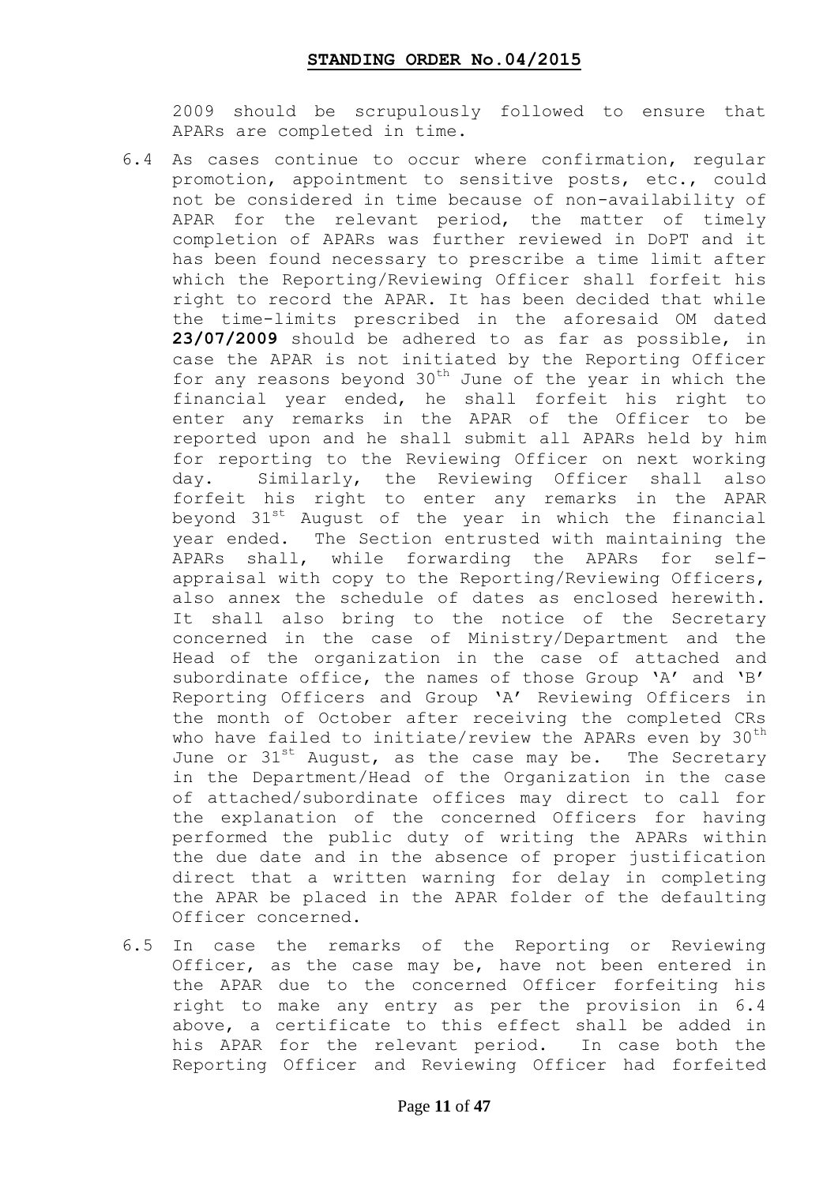2009 should be scrupulously followed to ensure that APARs are completed in time.

6.4 As cases continue to occur where confirmation, regular promotion, appointment to sensitive posts, etc., could not be considered in time because of non-availability of APAR for the relevant period, the matter of timely completion of APARs was further reviewed in DoPT and it has been found necessary to prescribe a time limit after which the Reporting/Reviewing Officer shall forfeit his right to record the APAR. It has been decided that while the time-limits prescribed in the aforesaid OM dated **23/07/2009** should be adhered to as far as possible, in case the APAR is not initiated by the Reporting Officer for any reasons beyond 30th June of the year in which the financial year ended, he shall forfeit his right to enter any remarks in the APAR of the Officer to be reported upon and he shall submit all APARs held by him for reporting to the Reviewing Officer on next working day. Similarly, the Reviewing Officer shall also forfeit his right to enter any remarks in the APAR beyond 31st August of the year in which the financial year ended. The Section entrusted with maintaining the APARs shall, while forwarding the APARs for self-appraisal with copy to the Reporting/Reviewing Officers, also annex the schedule of dates as enclosed herewith. It shall also bring to the notice of the Secretary concerned in the case of Ministry/Department and the Head of the organization in the case of attached and subordinate office, the names of those Group 'A' and 'B' Reporting Officers and Group 'A' Reviewing Officers in the month of October after receiving the completed CRs who have failed to initiate/review the APARs even by 30th June or 31st August, as the case may be. The Secretary in the Department/Head of the Organization in the case of attached/subordinate offices may direct to call for the explanation of the concerned Officers for having performed the public duty of writing the APARs within the due date and in the absence of proper justification direct that a written warning for delay in completing the APAR be placed in the APAR folder of the defaulting Officer concerned.

6.5 In case the remarks of the Reporting or Reviewing Officer, as the case may be, have not been entered in the APAR due to the concerned Officer forfeiting his right to make any entry as per the provision in 6.4 above, a certificate to this effect shall be added in his APAR for the relevant period. In case both the Reporting Officer and Reviewing Officer had forfeited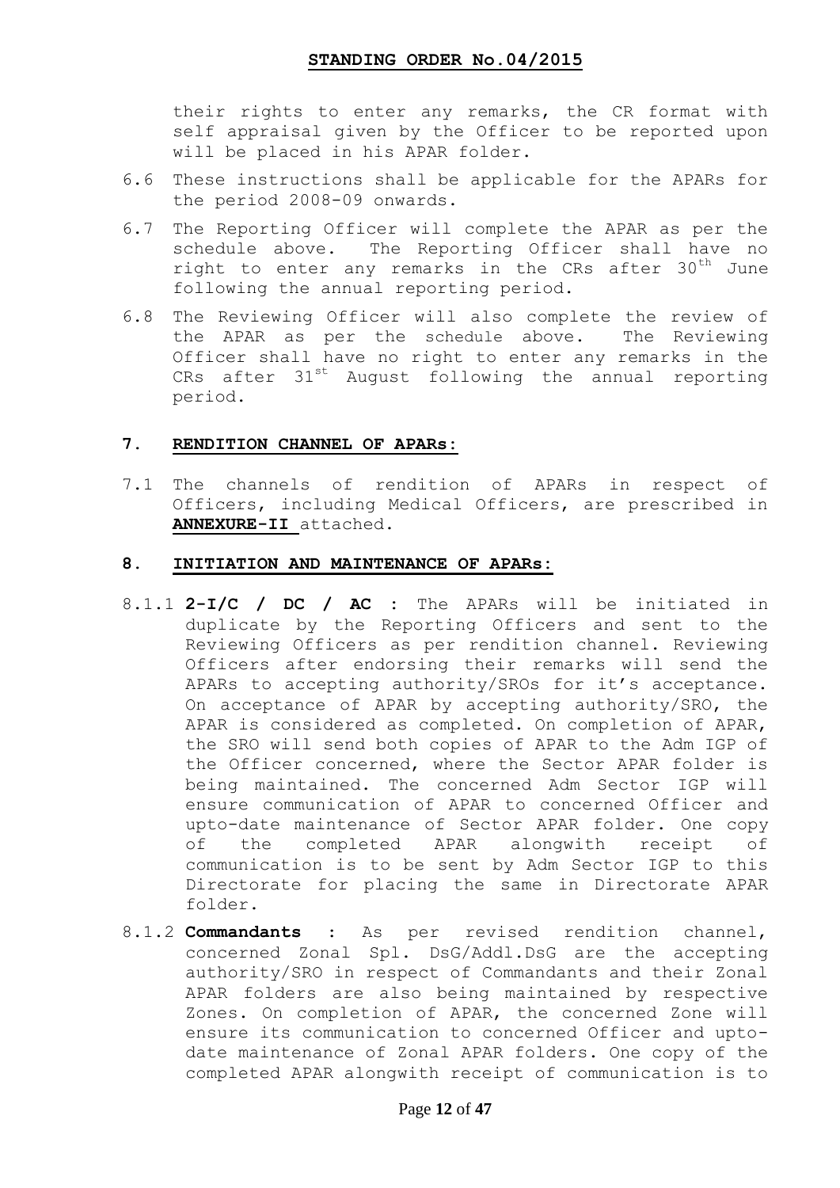their rights to enter any remarks, the CR format with self appraisal given by the Officer to be reported upon will be placed in his APAR folder.

6.6 These instructions shall be applicable for the APARs for the period 2008-09 onwards.

6.7 The Reporting Officer will complete the APAR as per the schedule above. The Reporting Officer shall have no right to enter any remarks in the CRs after 30th June following the annual reporting period.

6.8 The Reviewing Officer will also complete the review of the APAR as per the schedule above. The Reviewing Officer shall have no right to enter any remarks in the CRs after 31st August following the annual reporting period.

## 7. RENDITION CHANNEL OF APARs:

7.1 The channels of rendition of APARs in respect of Officers, including Medical Officers, are prescribed in **ANNEXURE-II** attached.

## 8. INITIATION AND MAINTENANCE OF APARs:

8.1.1 **2-I/C / DC / AC** : The APARs will be initiated in duplicate by the Reporting Officers and sent to the Reviewing Officers as per rendition channel. Reviewing Officers after endorsing their remarks will send the APARs to accepting authority/SROs for it's acceptance. On acceptance of APAR by accepting authority/SRO, the APAR is considered as completed. On completion of APAR, the SRO will send both copies of APAR to the Adm IGP of the Officer concerned, where the Sector APAR folder is being maintained. The concerned Adm Sector IGP will ensure communication of APAR to concerned Officer and upto-date maintenance of Sector APAR folder. One copy of the completed APAR alongwith receipt of communication is to be sent by Adm Sector IGP to this Directorate for placing the same in Directorate APAR folder.

8.1.2 **Commandants** : As per revised rendition channel, concerned Zonal Spl. DsG/Addl.DsG are the accepting authority/SRO in respect of Commandants and their Zonal APAR folders are also being maintained by respective Zones. On completion of APAR, the concerned Zone will ensure its communication to concerned Officer and upto-date maintenance of Zonal APAR folders. One copy of the completed APAR alongwith receipt of communication is to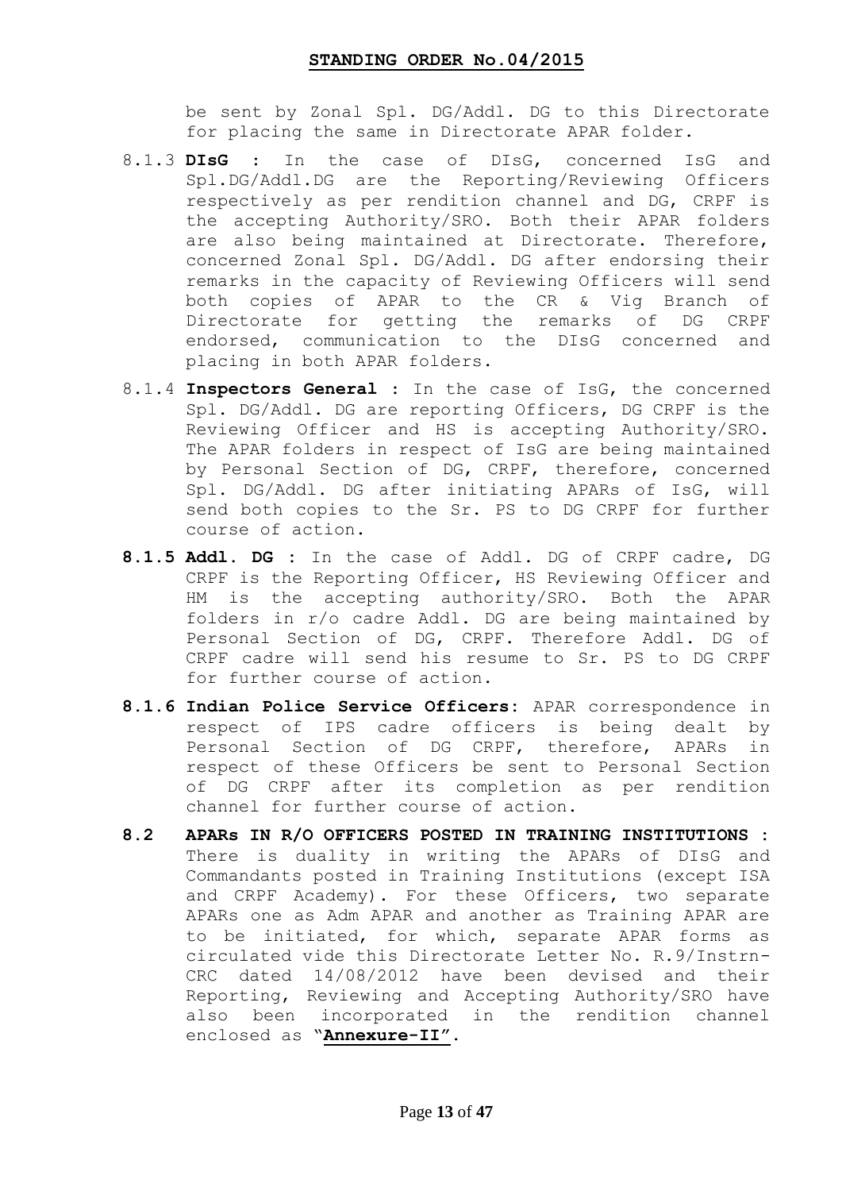be sent by Zonal Spl. DG/Addl. DG to this Directorate for placing the same in Directorate APAR folder.

8.1.3 **DIsG** : In the case of DIsG, concerned IsG and Spl.DG/Addl.DG are the Reporting/Reviewing Officers respectively as per rendition channel and DG, CRPF is the accepting Authority/SRO. Both their APAR folders are also being maintained at Directorate. Therefore, concerned Zonal Spl. DG/Addl. DG after endorsing their remarks in the capacity of Reviewing Officers will send both copies of APAR to the CR & Vig Branch of Directorate for getting the remarks of DG CRPF endorsed, communication to the DIsG concerned and placing in both APAR folders.

8.1.4 **Inspectors General** : In the case of IsG, the concerned Spl. DG/Addl. DG are reporting Officers, DG CRPF is the Reviewing Officer and HS is accepting Authority/SRO. The APAR folders in respect of IsG are being maintained by Personal Section of DG, CRPF, therefore, concerned Spl. DG/Addl. DG after initiating APARs of IsG, will send both copies to the Sr. PS to DG CRPF for further course of action.

**8.1.5 Addl. DG** : In the case of Addl. DG of CRPF cadre, DG CRPF is the Reporting Officer, HS Reviewing Officer and HM is the accepting authority/SRO. Both the APAR folders in r/o cadre Addl. DG are being maintained by Personal Section of DG, CRPF. Therefore Addl. DG of CRPF cadre will send his resume to Sr. PS to DG CRPF for further course of action.

**8.1.6 Indian Police Service Officers**: APAR correspondence in respect of IPS cadre officers is being dealt by Personal Section of DG CRPF, therefore, APARs in respect of these Officers be sent to Personal Section of DG CRPF after its completion as per rendition channel for further course of action.

**8.2 APARs IN R/O OFFICERS POSTED IN TRAINING INSTITUTIONS** : There is duality in writing the APARs of DIsG and Commandants posted in Training Institutions (except ISA and CRPF Academy). For these Officers, two separate APARs one as Adm APAR and another as Training APAR are to be initiated, for which, separate APAR forms as circulated vide this Directorate Letter No. R.9/Instrn-CRC dated 14/08/2012 have been devised and their Reporting, Reviewing and Accepting Authority/SRO have also been incorporated in the rendition channel enclosed as "**Annexure-II**".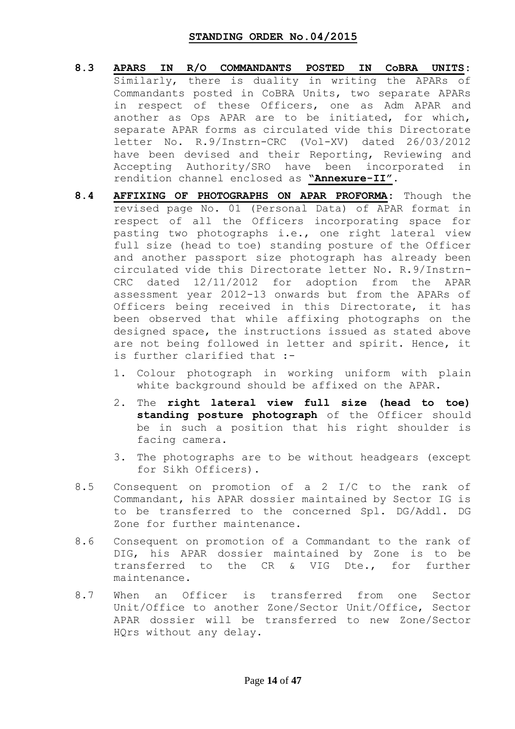**STANDING ORDER No.04/2015**

**8.3** **APARS IN R/O COMMANDANTS POSTED IN CoBRA UNITS:** Similarly, there is duality in writing the APARs of Commandants posted in CoBRA Units, two separate APARs in respect of these Officers, one as Adm APAR and another as Ops APAR are to be initiated, for which, separate APAR forms as circulated vide this Directorate letter No. R.9/Instrn-CRC (Vol-XV) dated 26/03/2012 have been devised and their Reporting, Reviewing and Accepting Authority/SRO have been incorporated in rendition channel enclosed as **"Annexure-II"**.

**8.4** **AFFIXING OF PHOTOGRAPHS ON APAR PROFORMA:** Though the revised page No. 01 (Personal Data) of APAR format in respect of all the Officers incorporating space for pasting two photographs i.e., one right lateral view full size (head to toe) standing posture of the Officer and another passport size photograph has already been circulated vide this Directorate letter No. R.9/Instrn-CRC dated 12/11/2012 for adoption from the APAR assessment year 2012-13 onwards but from the APARs of Officers being received in this Directorate, it has been observed that while affixing photographs on the designed space, the instructions issued as stated above are not being followed in letter and spirit. Hence, it is further clarified that :-

1. Colour photograph in working uniform with plain white background should be affixed on the APAR.
2. The **right lateral view full size (head to toe) standing posture photograph** of the Officer should be in such a position that his right shoulder is facing camera.
3. The photographs are to be without headgears (except for Sikh Officers).

8.5 Consequent on promotion of a 2 I/C to the rank of Commandant, his APAR dossier maintained by Sector IG is to be transferred to the concerned Spl. DG/Addl. DG Zone for further maintenance.

8.6 Consequent on promotion of a Commandant to the rank of DIG, his APAR dossier maintained by Zone is to be transferred to the CR & VIG Dte., for further maintenance.

8.7 When an Officer is transferred from one Sector Unit/Office to another Zone/Sector Unit/Office, Sector APAR dossier will be transferred to new Zone/Sector HQrs without any delay.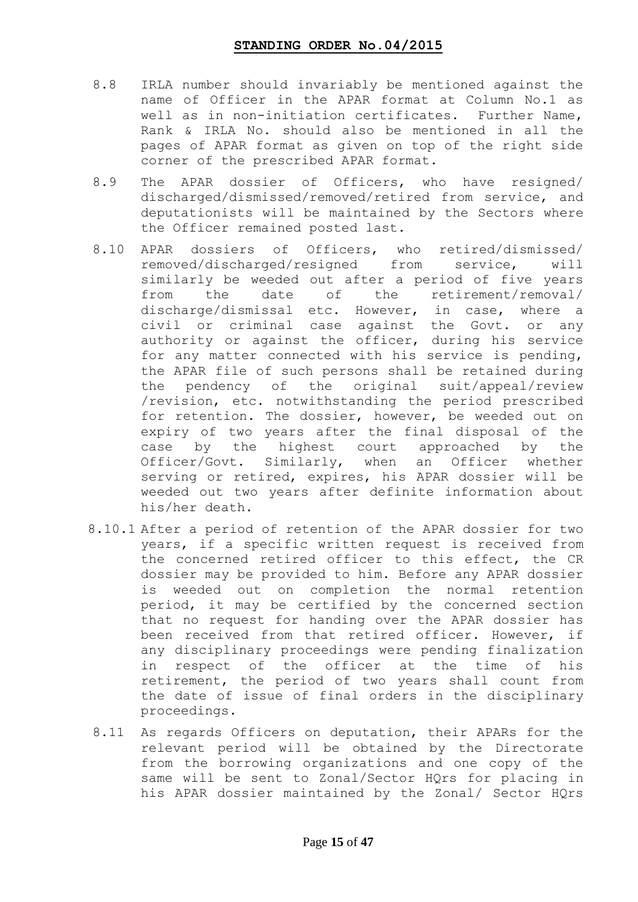8.8 IRLA number should invariably be mentioned against the name of Officer in the APAR format at Column No.1 as well as in non-initiation certificates. Further Name, Rank & IRLA No. should also be mentioned in all the pages of APAR format as given on top of the right side corner of the prescribed APAR format.

8.9 The APAR dossier of Officers, who have resigned/ discharged/dismissed/removed/retired from service, and deputationists will be maintained by the Sectors where the Officer remained posted last.

8.10 APAR dossiers of Officers, who retired/dismissed/ removed/discharged/resigned from service, will similarly be weeded out after a period of five years from the date of the retirement/removal/ discharge/dismissal etc. However, in case, where a civil or criminal case against the Govt. or any authority or against the officer, during his service for any matter connected with his service is pending, the APAR file of such persons shall be retained during the pendency of the original suit/appeal/review /revision, etc. notwithstanding the period prescribed for retention. The dossier, however, be weeded out on expiry of two years after the final disposal of the case by the highest court approached by the Officer/Govt. Similarly, when an Officer whether serving or retired, expires, his APAR dossier will be weeded out two years after definite information about his/her death.

8.10.1 After a period of retention of the APAR dossier for two years, if a specific written request is received from the concerned retired officer to this effect, the CR dossier may be provided to him. Before any APAR dossier is weeded out on completion the normal retention period, it may be certified by the concerned section that no request for handing over the APAR dossier has been received from that retired officer. However, if any disciplinary proceedings were pending finalization in respect of the officer at the time of his retirement, the period of two years shall count from the date of issue of final orders in the disciplinary proceedings.

8.11 As regards Officers on deputation, their APARs for the relevant period will be obtained by the Directorate from the borrowing organizations and one copy of the same will be sent to Zonal/Sector HQrs for placing in his APAR dossier maintained by the Zonal/ Sector HQrs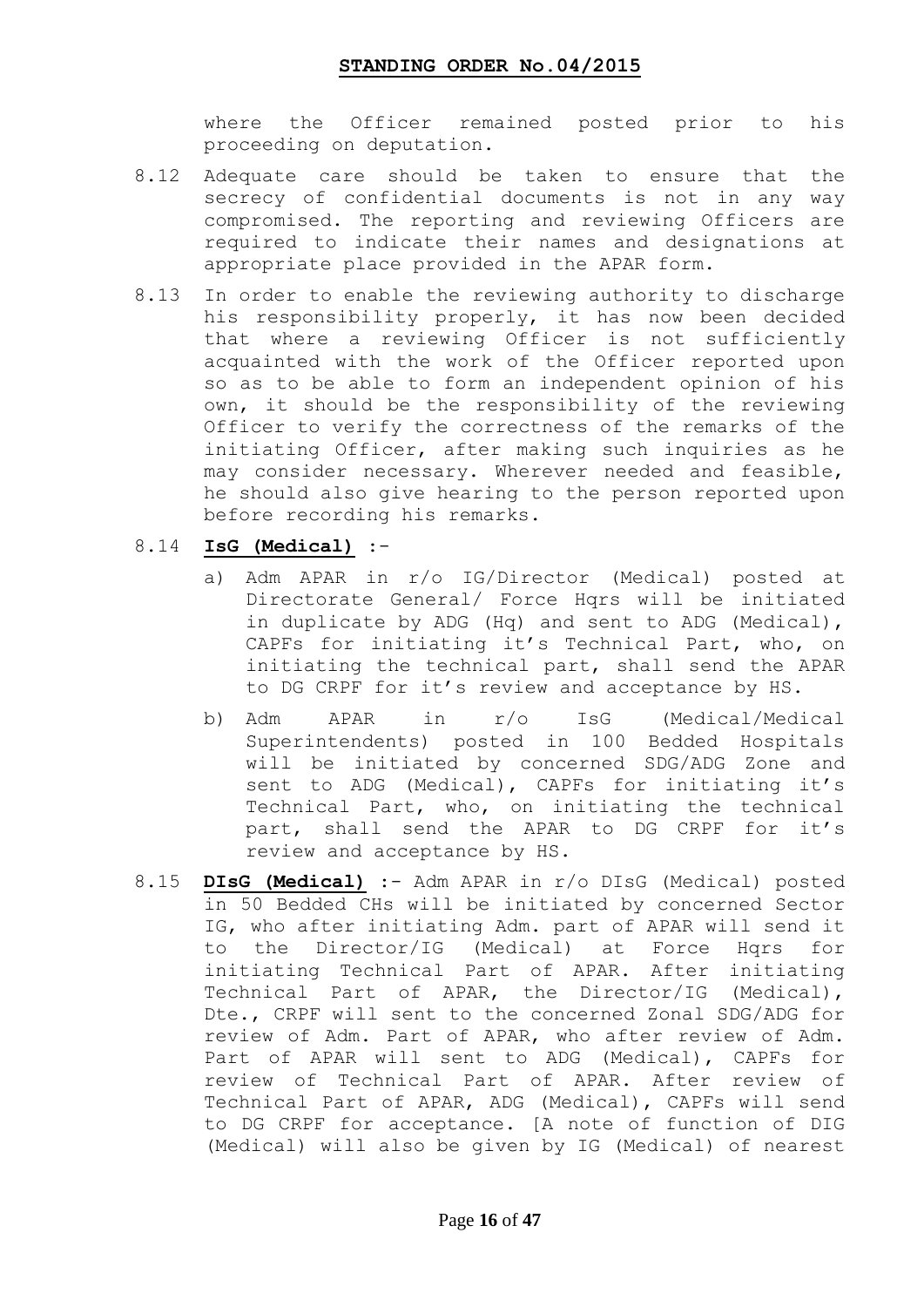where the Officer remained posted prior to his proceeding on deputation.

8.12 Adequate care should be taken to ensure that the secrecy of confidential documents is not in any way compromised. The reporting and reviewing Officers are required to indicate their names and designations at appropriate place provided in the APAR form.

8.13 In order to enable the reviewing authority to discharge his responsibility properly, it has now been decided that where a reviewing Officer is not sufficiently acquainted with the work of the Officer reported upon so as to be able to form an independent opinion of his own, it should be the responsibility of the reviewing Officer to verify the correctness of the remarks of the initiating Officer, after making such inquiries as he may consider necessary. Wherever needed and feasible, he should also give hearing to the person reported upon before recording his remarks.

8.14 **IsG (Medical)** :-

a) Adm APAR in r/o IG/Director (Medical) posted at Directorate General/ Force Hqrs will be initiated in duplicate by ADG (Hq) and sent to ADG (Medical), CAPFs for initiating it's Technical Part, who, on initiating the technical part, shall send the APAR to DG CRPF for it's review and acceptance by HS.

b) Adm APAR in r/o IsG (Medical/Medical Superintendents) posted in 100 Bedded Hospitals will be initiated by concerned SDG/ADG Zone and sent to ADG (Medical), CAPFs for initiating it's Technical Part, who, on initiating the technical part, shall send the APAR to DG CRPF for it's review and acceptance by HS.

8.15 **DIsG (Medical)** :- Adm APAR in r/o DIsG (Medical) posted in 50 Bedded CHs will be initiated by concerned Sector IG, who after initiating Adm. part of APAR will send it to the Director/IG (Medical) at Force Hqrs for initiating Technical Part of APAR. After initiating Technical Part of APAR, the Director/IG (Medical), Dte., CRPF will sent to the concerned Zonal SDG/ADG for review of Adm. Part of APAR, who after review of Adm. Part of APAR will sent to ADG (Medical), CAPFs for review of Technical Part of APAR. After review of Technical Part of APAR, ADG (Medical), CAPFs will send to DG CRPF for acceptance. [A note of function of DIG (Medical) will also be given by IG (Medical) of nearest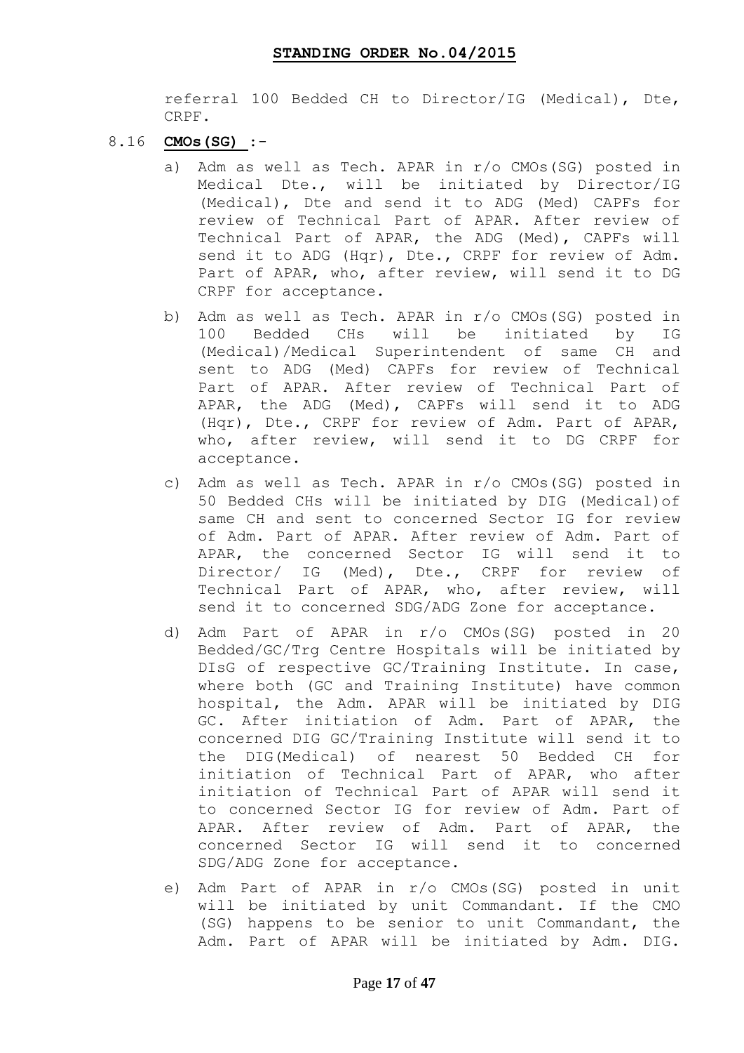referral 100 Bedded CH to Director/IG (Medical), Dte, CRPF.

8.16 **CMOs(SG)** :-

a) Adm as well as Tech. APAR in r/o CMOs(SG) posted in Medical Dte., will be initiated by Director/IG (Medical), Dte and send it to ADG (Med) CAPFs for review of Technical Part of APAR. After review of Technical Part of APAR, the ADG (Med), CAPFs will send it to ADG (Hqr), Dte., CRPF for review of Adm. Part of APAR, who, after review, will send it to DG CRPF for acceptance.

b) Adm as well as Tech. APAR in r/o CMOs(SG) posted in 100 Bedded CHs will be initiated by IG (Medical)/Medical Superintendent of same CH and sent to ADG (Med) CAPFs for review of Technical Part of APAR. After review of Technical Part of APAR, the ADG (Med), CAPFs will send it to ADG (Hqr), Dte., CRPF for review of Adm. Part of APAR, who, after review, will send it to DG CRPF for acceptance.

c) Adm as well as Tech. APAR in r/o CMOs(SG) posted in 50 Bedded CHs will be initiated by DIG (Medical)of same CH and sent to concerned Sector IG for review of Adm. Part of APAR. After review of Adm. Part of APAR, the concerned Sector IG will send it to Director/ IG (Med), Dte., CRPF for review of Technical Part of APAR, who, after review, will send it to concerned SDG/ADG Zone for acceptance.

d) Adm Part of APAR in r/o CMOs(SG) posted in 20 Bedded/GC/Trg Centre Hospitals will be initiated by DIsG of respective GC/Training Institute. In case, where both (GC and Training Institute) have common hospital, the Adm. APAR will be initiated by DIG GC. After initiation of Adm. Part of APAR, the concerned DIG GC/Training Institute will send it to the DIG(Medical) of nearest 50 Bedded CH for initiation of Technical Part of APAR, who after initiation of Technical Part of APAR will send it to concerned Sector IG for review of Adm. Part of APAR. After review of Adm. Part of APAR, the concerned Sector IG will send it to concerned SDG/ADG Zone for acceptance.

e) Adm Part of APAR in r/o CMOs(SG) posted in unit will be initiated by unit Commandant. If the CMO (SG) happens to be senior to unit Commandant, the Adm. Part of APAR will be initiated by Adm. DIG.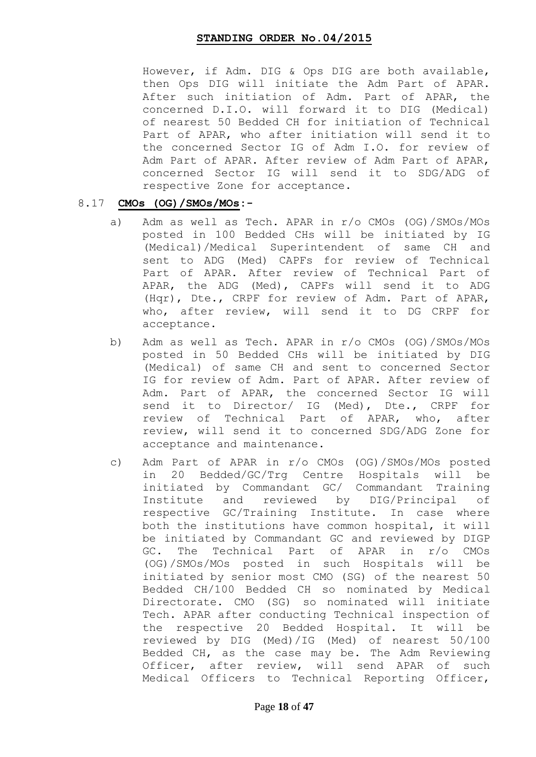However, if Adm. DIG & Ops DIG are both available, then Ops DIG will initiate the Adm Part of APAR. After such initiation of Adm. Part of APAR, the concerned D.I.O. will forward it to DIG (Medical) of nearest 50 Bedded CH for initiation of Technical Part of APAR, who after initiation will send it to the concerned Sector IG of Adm I.O. for review of Adm Part of APAR. After review of Adm Part of APAR, concerned Sector IG will send it to SDG/ADG of respective Zone for acceptance.

8.17 **CMOs (OG)/SMOs/MOs:-**

a) Adm as well as Tech. APAR in r/o CMOs (OG)/SMOs/MOs posted in 100 Bedded CHs will be initiated by IG (Medical)/Medical Superintendent of same CH and sent to ADG (Med) CAPFs for review of Technical Part of APAR. After review of Technical Part of APAR, the ADG (Med), CAPFs will send it to ADG (Hqr), Dte., CRPF for review of Adm. Part of APAR, who, after review, will send it to DG CRPF for acceptance.

b) Adm as well as Tech. APAR in r/o CMOs (OG)/SMOs/MOs posted in 50 Bedded CHs will be initiated by DIG (Medical) of same CH and sent to concerned Sector IG for review of Adm. Part of APAR. After review of Adm. Part of APAR, the concerned Sector IG will send it to Director/ IG (Med), Dte., CRPF for review of Technical Part of APAR, who, after review, will send it to concerned SDG/ADG Zone for acceptance and maintenance.

c) Adm Part of APAR in r/o CMOs (OG)/SMOs/MOs posted in 20 Bedded/GC/Trg Centre Hospitals will be initiated by Commandant GC/ Commandant Training Institute and reviewed by DIG/Principal of respective GC/Training Institute. In case where both the institutions have common hospital, it will be initiated by Commandant GC and reviewed by DIGP GC. The Technical Part of APAR in r/o CMOs (OG)/SMOs/MOs posted in such Hospitals will be initiated by senior most CMO (SG) of the nearest 50 Bedded CH/100 Bedded CH so nominated by Medical Directorate. CMO (SG) so nominated will initiate Tech. APAR after conducting Technical inspection of the respective 20 Bedded Hospital. It will be reviewed by DIG (Med)/IG (Med) of nearest 50/100 Bedded CH, as the case may be. The Adm Reviewing Officer, after review, will send APAR of such Medical Officers to Technical Reporting Officer,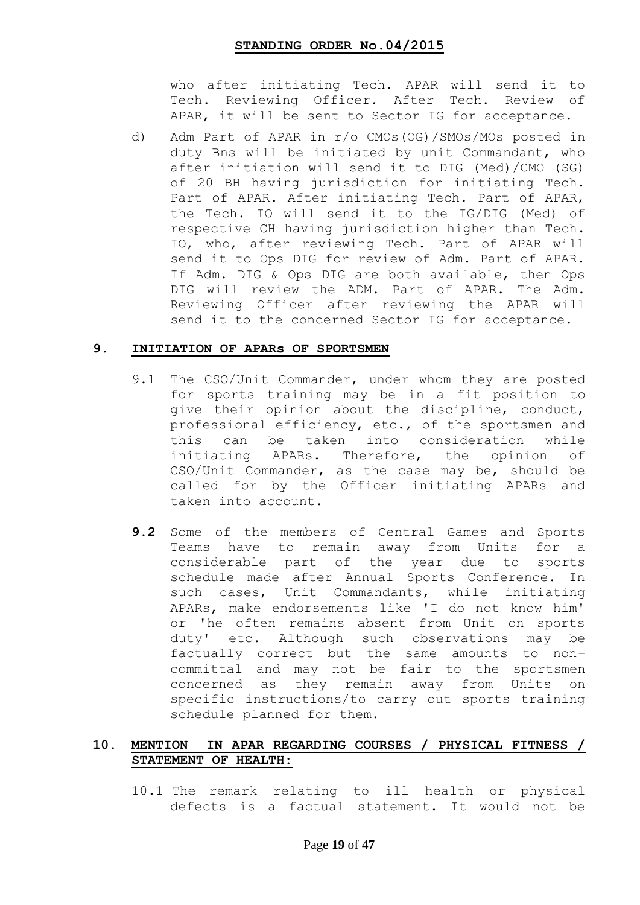who after initiating Tech. APAR will send it to Tech. Reviewing Officer. After Tech. Review of APAR, it will be sent to Sector IG for acceptance.

d) Adm Part of APAR in r/o CMOs(OG)/SMOs/MOs posted in duty Bns will be initiated by unit Commandant, who after initiation will send it to DIG (Med)/CMO (SG) of 20 BH having jurisdiction for initiating Tech. Part of APAR. After initiating Tech. Part of APAR, the Tech. IO will send it to the IG/DIG (Med) of respective CH having jurisdiction higher than Tech. IO, who, after reviewing Tech. Part of APAR will send it to Ops DIG for review of Adm. Part of APAR. If Adm. DIG & Ops DIG are both available, then Ops DIG will review the ADM. Part of APAR. The Adm. Reviewing Officer after reviewing the APAR will send it to the concerned Sector IG for acceptance.

## 9. INITIATION OF APARs OF SPORTSMEN

9.1 The CSO/Unit Commander, under whom they are posted for sports training may be in a fit position to give their opinion about the discipline, conduct, professional efficiency, etc., of the sportsmen and this can be taken into consideration while initiating APARs. Therefore, the opinion of CSO/Unit Commander, as the case may be, should be called for by the Officer initiating APARs and taken into account.

**9.2** Some of the members of Central Games and Sports Teams have to remain away from Units for a considerable part of the year due to sports schedule made after Annual Sports Conference. In such cases, Unit Commandants, while initiating APARs, make endorsements like 'I do not know him' or 'he often remains absent from Unit on sports duty' etc. Although such observations may be factually correct but the same amounts to non-committal and may not be fair to the sportsmen concerned as they remain away from Units on specific instructions/to carry out sports training schedule planned for them.

## 10. MENTION IN APAR REGARDING COURSES / PHYSICAL FITNESS / STATEMENT OF HEALTH:

10.1 The remark relating to ill health or physical defects is a factual statement. It would not be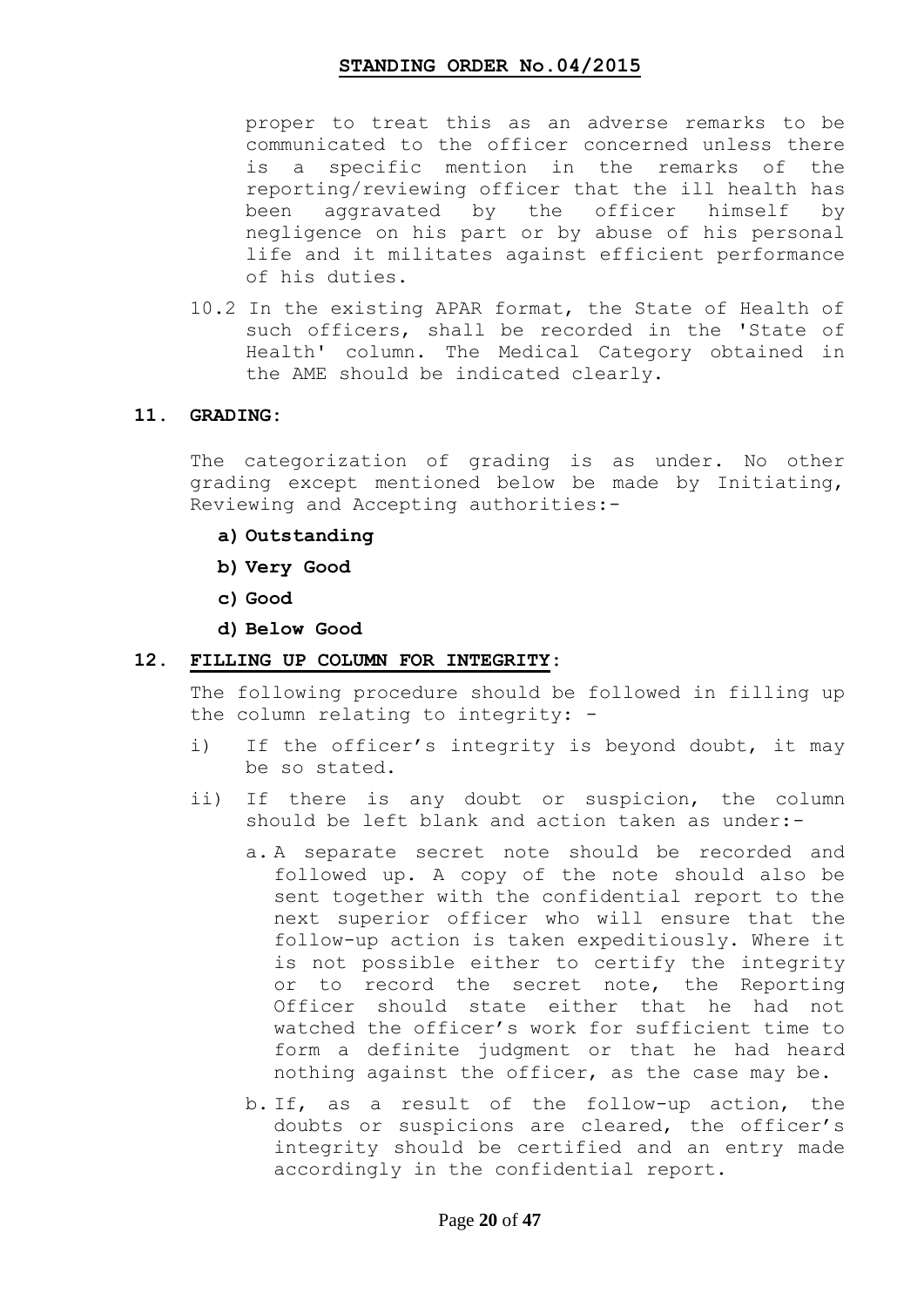proper to treat this as an adverse remarks to be communicated to the officer concerned unless there is a specific mention in the remarks of the reporting/reviewing officer that the ill health has been aggravated by the officer himself by negligence on his part or by abuse of his personal life and it militates against efficient performance of his duties.

10.2 In the existing APAR format, the State of Health of such officers, shall be recorded in the 'State of Health' column. The Medical Category obtained in the AME should be indicated clearly.

**11. GRADING:**

The categorization of grading is as under. No other grading except mentioned below be made by Initiating, Reviewing and Accepting authorities:-

- **a) Outstanding**
- **b) Very Good**
- **c) Good**
- **d) Below Good**

**12. FILLING UP COLUMN FOR INTEGRITY:**

The following procedure should be followed in filling up the column relating to integrity: -

i) If the officer's integrity is beyond doubt, it may be so stated.

ii) If there is any doubt or suspicion, the column should be left blank and action taken as under:-

a. A separate secret note should be recorded and followed up. A copy of the note should also be sent together with the confidential report to the next superior officer who will ensure that the follow-up action is taken expeditiously. Where it is not possible either to certify the integrity or to record the secret note, the Reporting Officer should state either that he had not watched the officer's work for sufficient time to form a definite judgment or that he had heard nothing against the officer, as the case may be.

b. If, as a result of the follow-up action, the doubts or suspicions are cleared, the officer's integrity should be certified and an entry made accordingly in the confidential report.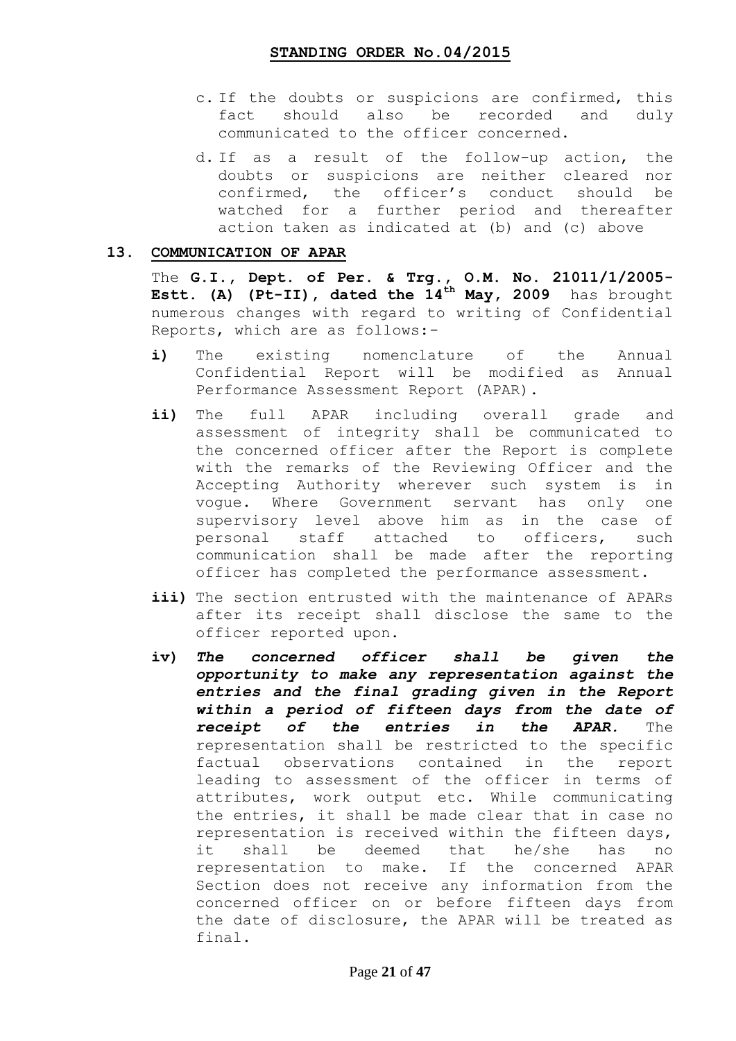c. If the doubts or suspicions are confirmed, this fact should also be recorded and duly communicated to the officer concerned.

d. If as a result of the follow-up action, the doubts or suspicions are neither cleared nor confirmed, the officer's conduct should be watched for a further period and thereafter action taken as indicated at (b) and (c) above

## 13. COMMUNICATION OF APAR

The **G.I., Dept. of Per. & Trg., O.M. No. 21011/1/2005-Estt. (A) (Pt-II), dated the 14th May, 2009** has brought numerous changes with regard to writing of Confidential Reports, which are as follows:-

**i)** The existing nomenclature of the Annual Confidential Report will be modified as Annual Performance Assessment Report (APAR).

**ii)** The full APAR including overall grade and assessment of integrity shall be communicated to the concerned officer after the Report is complete with the remarks of the Reviewing Officer and the Accepting Authority wherever such system is in vogue. Where Government servant has only one supervisory level above him as in the case of personal staff attached to officers, such communication shall be made after the reporting officer has completed the performance assessment.

**iii)** The section entrusted with the maintenance of APARs after its receipt shall disclose the same to the officer reported upon.

**iv)** ***The concerned officer shall be given the opportunity to make any representation against the entries and the final grading given in the Report within a period of fifteen days from the date of receipt of the entries in the APAR.*** The representation shall be restricted to the specific factual observations contained in the report leading to assessment of the officer in terms of attributes, work output etc. While communicating the entries, it shall be made clear that in case no representation is received within the fifteen days, it shall be deemed that he/she has no representation to make. If the concerned APAR Section does not receive any information from the concerned officer on or before fifteen days from the date of disclosure, the APAR will be treated as final.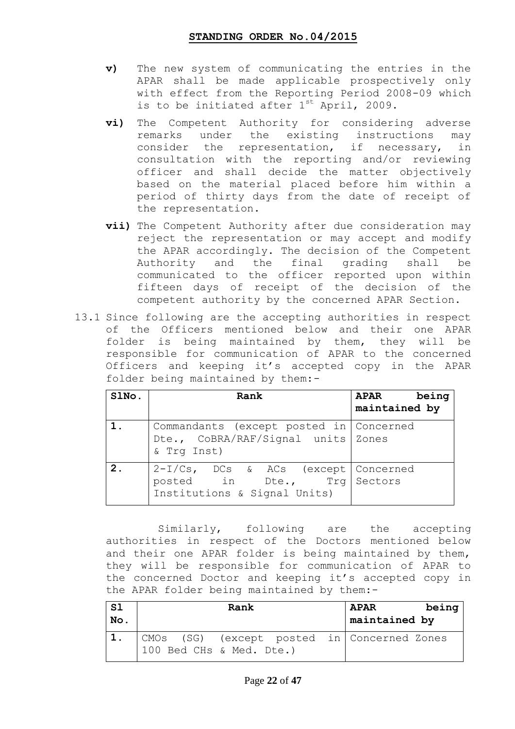v) The new system of communicating the entries in the APAR shall be made applicable prospectively only with effect from the Reporting Period 2008-09 which is to be initiated after 1st April, 2009.

vi) The Competent Authority for considering adverse remarks under the existing instructions may consider the representation, if necessary, in consultation with the reporting and/or reviewing officer and shall decide the matter objectively based on the material placed before him within a period of thirty days from the date of receipt of the representation.

vii) The Competent Authority after due consideration may reject the representation or may accept and modify the APAR accordingly. The decision of the Competent Authority and the final grading shall be communicated to the officer reported upon within fifteen days of receipt of the decision of the competent authority by the concerned APAR Section.

13.1 Since following are the accepting authorities in respect of the Officers mentioned below and their one APAR folder is being maintained by them, they will be responsible for communication of APAR to the concerned Officers and keeping it's accepted copy in the APAR folder being maintained by them:-

| SlNo. | Rank | APAR being maintained by |
|---|---|---|
| 1. | Commandants (except posted in Dte., CoBRA/RAF/Signal units & Trg Inst) | Concerned Zones |
| 2. | 2-I/Cs, DCs & ACs (except posted in Dte., Trg Institutions & Signal Units) | Concerned Sectors |

Similarly, following are the accepting authorities in respect of the Doctors mentioned below and their one APAR folder is being maintained by them, they will be responsible for communication of APAR to the concerned Doctor and keeping it's accepted copy in the APAR folder being maintained by them:-

| Sl No. | Rank | APAR being maintained by |
|---|---|---|
| 1. | CMOs (SG) (except posted in 100 Bed CHs & Med. Dte.) | Concerned Zones |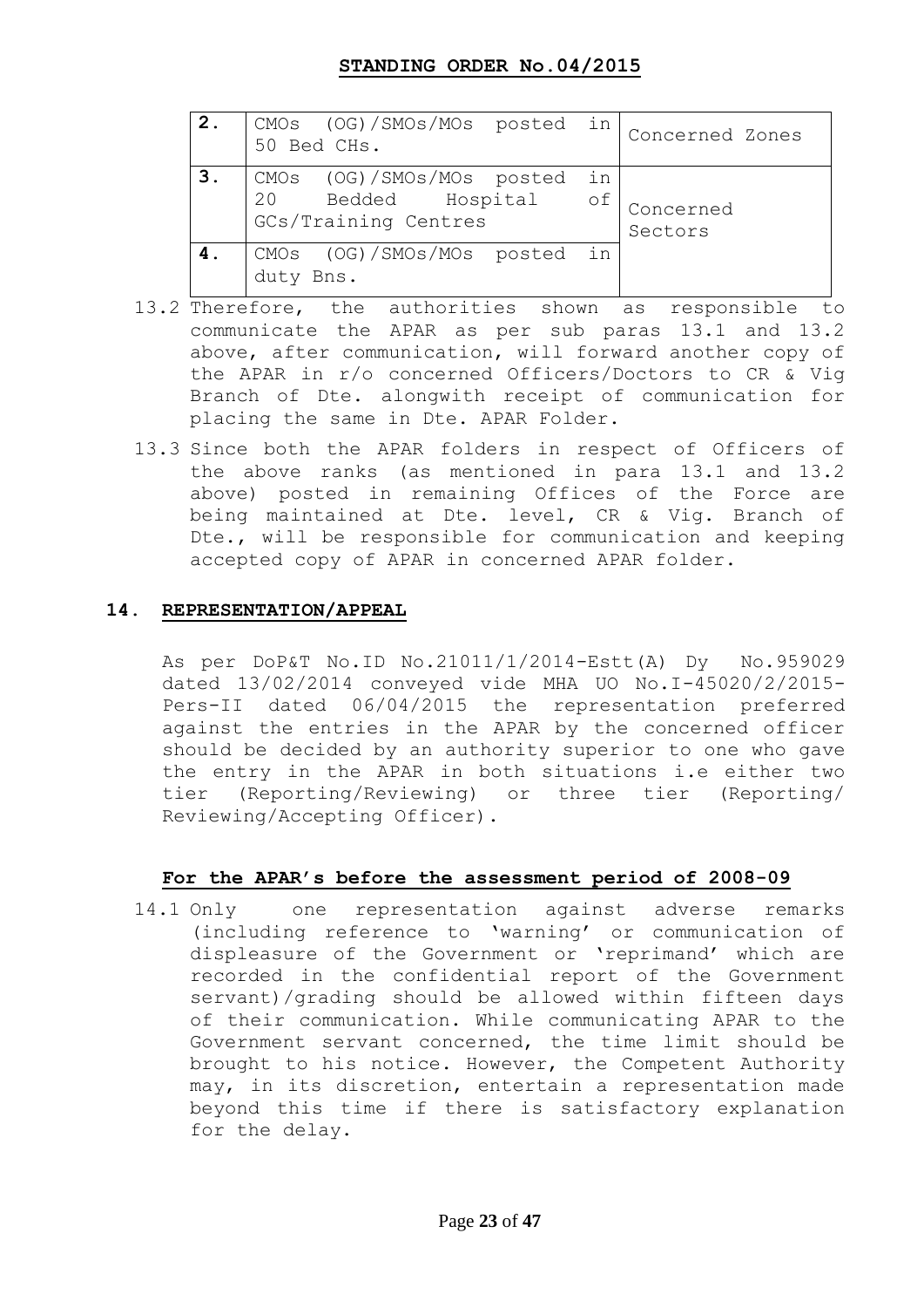| 2. | CMOs (OG)/SMOs/MOs posted in 50 Bed CHs. | Concerned Zones |
|---|---|---|
| 3. | CMOs (OG)/SMOs/MOs posted in 20 Bedded Hospital of GCs/Training Centres | Concerned Sectors |
| 4. | CMOs (OG)/SMOs/MOs posted in duty Bns. | |

13.2 Therefore, the authorities shown as responsible to communicate the APAR as per sub paras 13.1 and 13.2 above, after communication, will forward another copy of the APAR in r/o concerned Officers/Doctors to CR & Vig Branch of Dte. alongwith receipt of communication for placing the same in Dte. APAR Folder.

13.3 Since both the APAR folders in respect of Officers of the above ranks (as mentioned in para 13.1 and 13.2 above) posted in remaining Offices of the Force are being maintained at Dte. level, CR & Vig. Branch of Dte., will be responsible for communication and keeping accepted copy of APAR in concerned APAR folder.

## 14. REPRESENTATION/APPEAL

As per DoP&T No.ID No.21011/1/2014-Estt(A) Dy No.959029 dated 13/02/2014 conveyed vide MHA UO No.I-45020/2/2015-Pers-II dated 06/04/2015 the representation preferred against the entries in the APAR by the concerned officer should be decided by an authority superior to one who gave the entry in the APAR in both situations i.e either two tier (Reporting/Reviewing) or three tier (Reporting/ Reviewing/Accepting Officer).

### For the APAR's before the assessment period of 2008-09

14.1 Only one representation against adverse remarks (including reference to 'warning' or communication of displeasure of the Government or 'reprimand' which are recorded in the confidential report of the Government servant)/grading should be allowed within fifteen days of their communication. While communicating APAR to the Government servant concerned, the time limit should be brought to his notice. However, the Competent Authority may, in its discretion, entertain a representation made beyond this time if there is satisfactory explanation for the delay.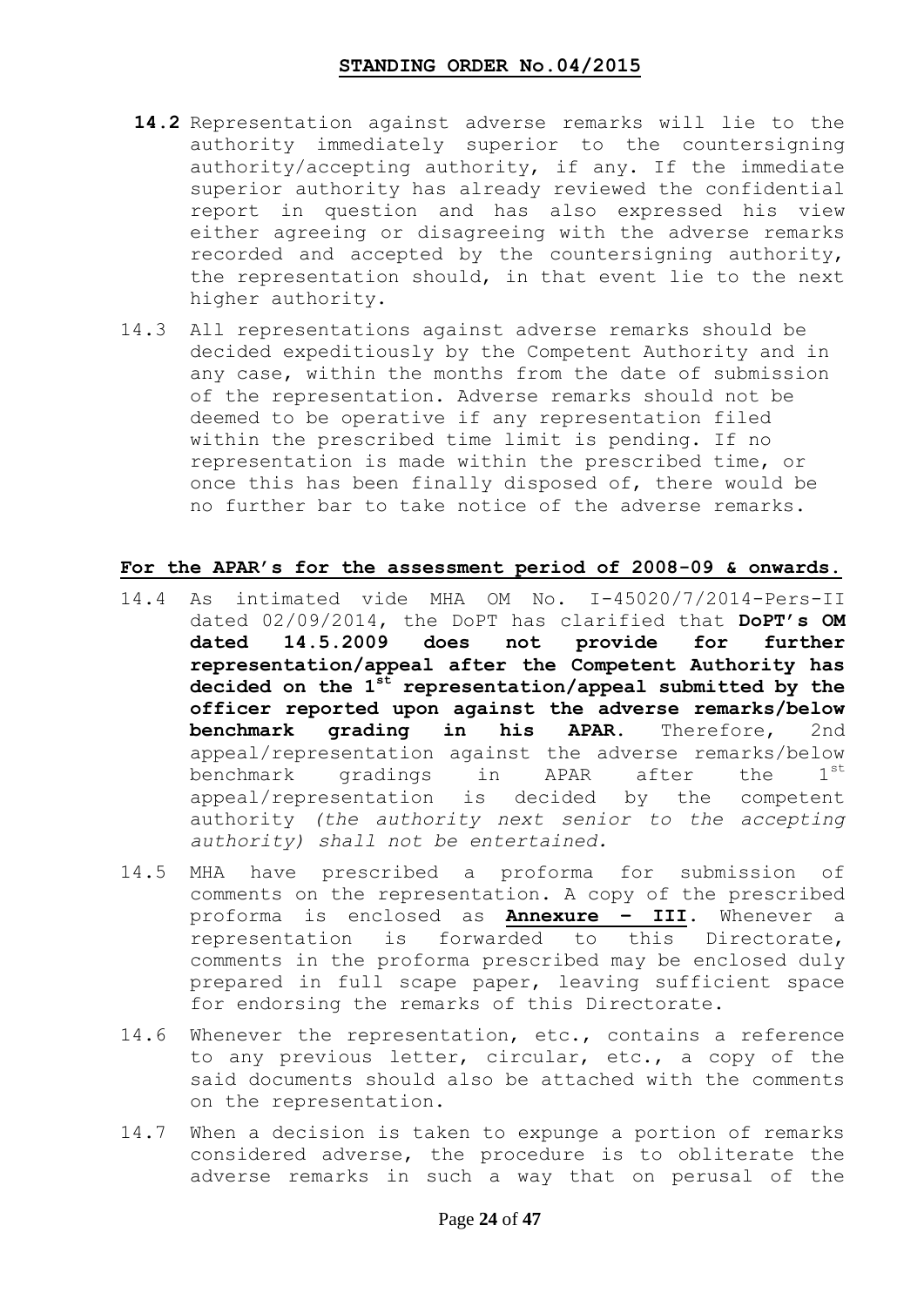**14.2** Representation against adverse remarks will lie to the authority immediately superior to the countersigning authority/accepting authority, if any. If the immediate superior authority has already reviewed the confidential report in question and has also expressed his view either agreeing or disagreeing with the adverse remarks recorded and accepted by the countersigning authority, the representation should, in that event lie to the next higher authority.

14.3 All representations against adverse remarks should be decided expeditiously by the Competent Authority and in any case, within the months from the date of submission of the representation. Adverse remarks should not be deemed to be operative if any representation filed within the prescribed time limit is pending. If no representation is made within the prescribed time, or once this has been finally disposed of, there would be no further bar to take notice of the adverse remarks.

**For the APAR's for the assessment period of 2008-09 & onwards.**

14.4 As intimated vide MHA OM No. I-45020/7/2014-Pers-II dated 02/09/2014, the DoPT has clarified that **DoPT's OM dated 14.5.2009 does not provide for further representation/appeal after the Competent Authority has decided on the 1st representation/appeal submitted by the officer reported upon against the adverse remarks/below benchmark grading in his APAR**. Therefore, 2nd appeal/representation against the adverse remarks/below benchmark gradings in APAR after the 1st appeal/representation is decided by the competent authority *(the authority next senior to the accepting authority) shall not be entertained.*

14.5 MHA have prescribed a proforma for submission of comments on the representation. A copy of the prescribed proforma is enclosed as **Annexure – III**. Whenever a representation is forwarded to this Directorate, comments in the proforma prescribed may be enclosed duly prepared in full scape paper, leaving sufficient space for endorsing the remarks of this Directorate.

14.6 Whenever the representation, etc., contains a reference to any previous letter, circular, etc., a copy of the said documents should also be attached with the comments on the representation.

14.7 When a decision is taken to expunge a portion of remarks considered adverse, the procedure is to obliterate the adverse remarks in such a way that on perusal of the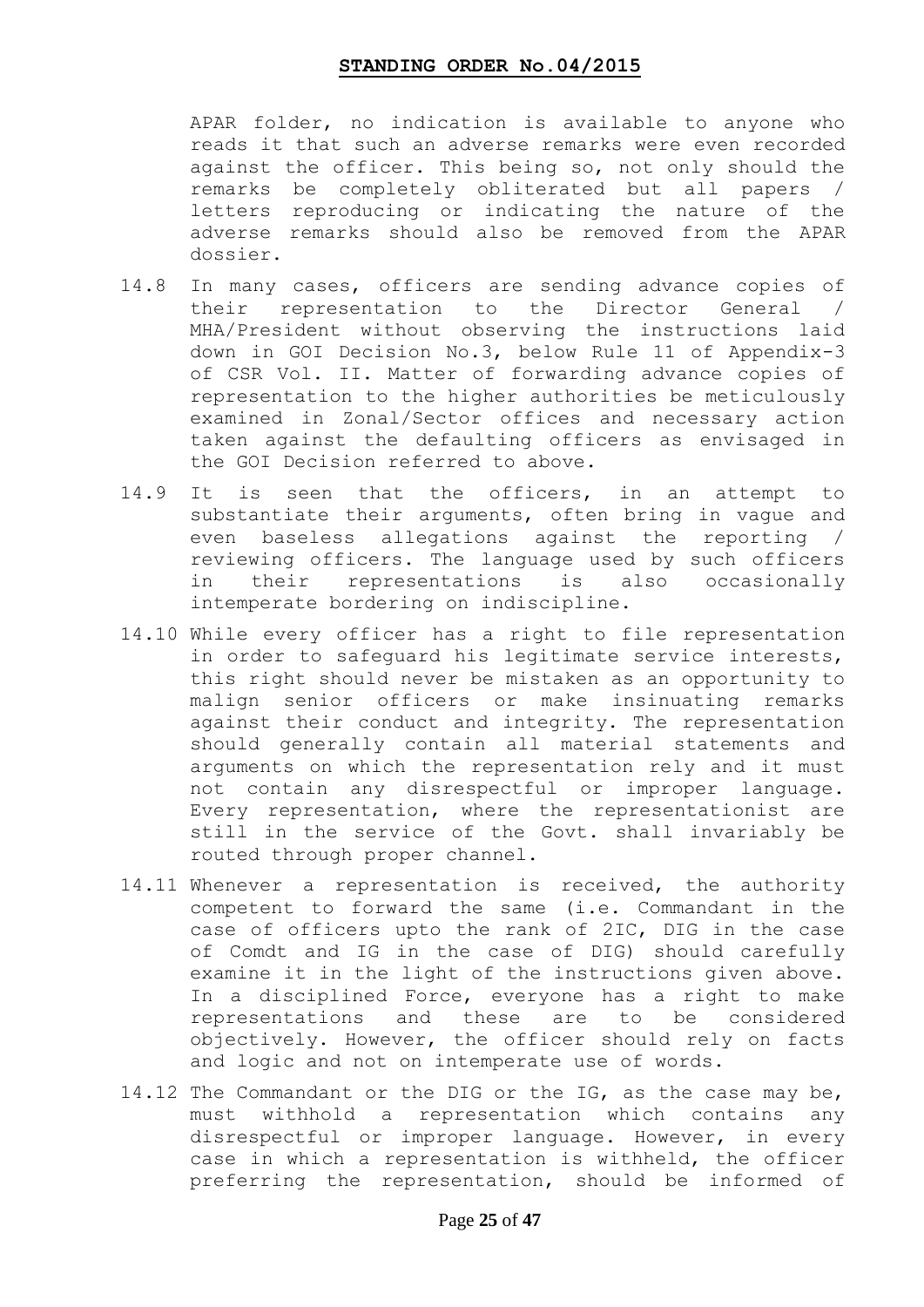APAR folder, no indication is available to anyone who reads it that such an adverse remarks were even recorded against the officer. This being so, not only should the remarks be completely obliterated but all papers / letters reproducing or indicating the nature of the adverse remarks should also be removed from the APAR dossier.

14.8 In many cases, officers are sending advance copies of their representation to the Director General / MHA/President without observing the instructions laid down in GOI Decision No.3, below Rule 11 of Appendix-3 of CSR Vol. II. Matter of forwarding advance copies of representation to the higher authorities be meticulously examined in Zonal/Sector offices and necessary action taken against the defaulting officers as envisaged in the GOI Decision referred to above.

14.9 It is seen that the officers, in an attempt to substantiate their arguments, often bring in vague and even baseless allegations against the reporting / reviewing officers. The language used by such officers in their representations is also occasionally intemperate bordering on indiscipline.

14.10 While every officer has a right to file representation in order to safeguard his legitimate service interests, this right should never be mistaken as an opportunity to malign senior officers or make insinuating remarks against their conduct and integrity. The representation should generally contain all material statements and arguments on which the representation rely and it must not contain any disrespectful or improper language. Every representation, where the representationist are still in the service of the Govt. shall invariably be routed through proper channel.

14.11 Whenever a representation is received, the authority competent to forward the same (i.e. Commandant in the case of officers upto the rank of 2IC, DIG in the case of Comdt and IG in the case of DIG) should carefully examine it in the light of the instructions given above. In a disciplined Force, everyone has a right to make representations and these are to be considered objectively. However, the officer should rely on facts and logic and not on intemperate use of words.

14.12 The Commandant or the DIG or the IG, as the case may be, must withhold a representation which contains any disrespectful or improper language. However, in every case in which a representation is withheld, the officer preferring the representation, should be informed of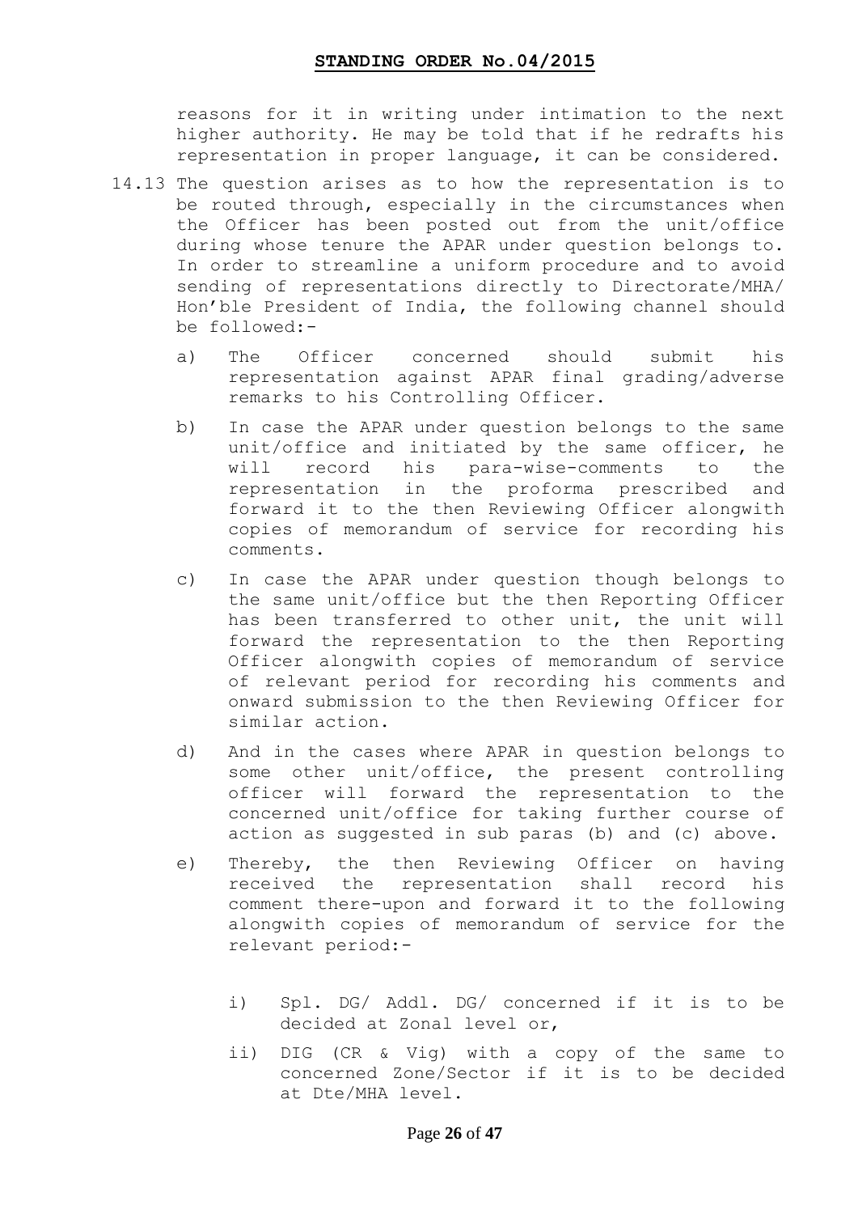reasons for it in writing under intimation to the next higher authority. He may be told that if he redrafts his representation in proper language, it can be considered.

14.13 The question arises as to how the representation is to be routed through, especially in the circumstances when the Officer has been posted out from the unit/office during whose tenure the APAR under question belongs to. In order to streamline a uniform procedure and to avoid sending of representations directly to Directorate/MHA/ Hon'ble President of India, the following channel should be followed:-

a) The Officer concerned should submit his representation against APAR final grading/adverse remarks to his Controlling Officer.

b) In case the APAR under question belongs to the same unit/office and initiated by the same officer, he will record his para-wise-comments to the representation in the proforma prescribed and forward it to the then Reviewing Officer alongwith copies of memorandum of service for recording his comments.

c) In case the APAR under question though belongs to the same unit/office but the then Reporting Officer has been transferred to other unit, the unit will forward the representation to the then Reporting Officer alongwith copies of memorandum of service of relevant period for recording his comments and onward submission to the then Reviewing Officer for similar action.

d) And in the cases where APAR in question belongs to some other unit/office, the present controlling officer will forward the representation to the concerned unit/office for taking further course of action as suggested in sub paras (b) and (c) above.

e) Thereby, the then Reviewing Officer on having received the representation shall record his comment there-upon and forward it to the following alongwith copies of memorandum of service for the relevant period:-

   i) Spl. DG/ Addl. DG/ concerned if it is to be decided at Zonal level or,

   ii) DIG (CR & Vig) with a copy of the same to concerned Zone/Sector if it is to be decided at Dte/MHA level.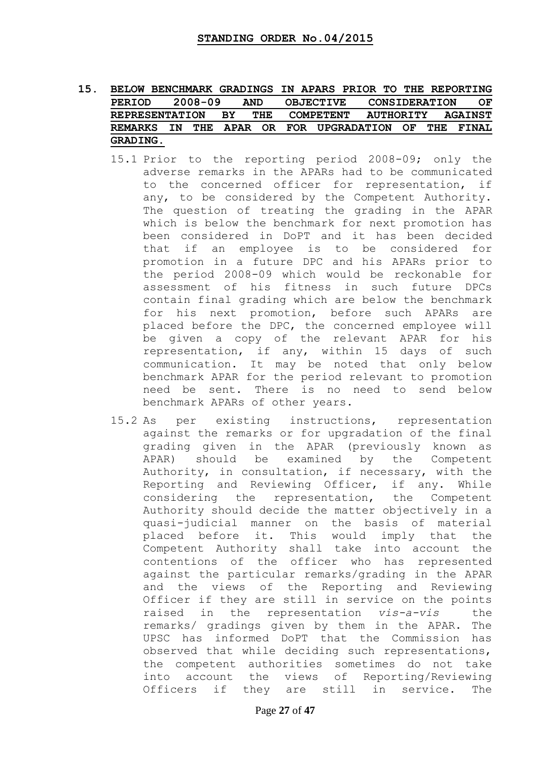**STANDING ORDER No.04/2015**

## 15. BELOW BENCHMARK GRADINGS IN APARS PRIOR TO THE REPORTING PERIOD 2008-09 AND OBJECTIVE CONSIDERATION OF REPRESENTATION BY THE COMPETENT AUTHORITY AGAINST REMARKS IN THE APAR OR FOR UPGRADATION OF THE FINAL GRADING.

15.1 Prior to the reporting period 2008-09; only the adverse remarks in the APARs had to be communicated to the concerned officer for representation, if any, to be considered by the Competent Authority. The question of treating the grading in the APAR which is below the benchmark for next promotion has been considered in DoPT and it has been decided that if an employee is to be considered for promotion in a future DPC and his APARs prior to the period 2008-09 which would be reckonable for assessment of his fitness in such future DPCs contain final grading which are below the benchmark for his next promotion, before such APARs are placed before the DPC, the concerned employee will be given a copy of the relevant APAR for his representation, if any, within 15 days of such communication. It may be noted that only below benchmark APAR for the period relevant to promotion need be sent. There is no need to send below benchmark APARs of other years.

15.2 As per existing instructions, representation against the remarks or for upgradation of the final grading given in the APAR (previously known as APAR) should be examined by the Competent Authority, in consultation, if necessary, with the Reporting and Reviewing Officer, if any. While considering the representation, the Competent Authority should decide the matter objectively in a quasi-judicial manner on the basis of material placed before it. This would imply that the Competent Authority shall take into account the contentions of the officer who has represented against the particular remarks/grading in the APAR and the views of the Reporting and Reviewing Officer if they are still in service on the points raised in the representation *vis-a-vis* the remarks/ gradings given by them in the APAR. The UPSC has informed DoPT that the Commission has observed that while deciding such representations, the competent authorities sometimes do not take into account the views of Reporting/Reviewing Officers if they are still in service. The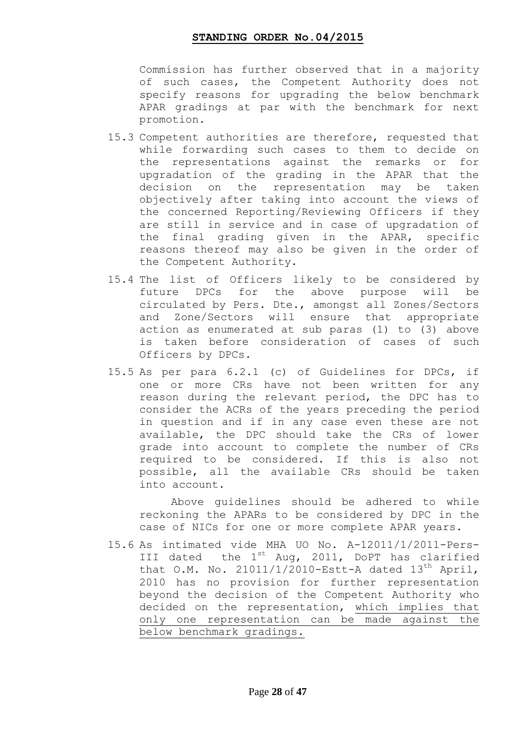Commission has further observed that in a majority of such cases, the Competent Authority does not specify reasons for upgrading the below benchmark APAR gradings at par with the benchmark for next promotion.

15.3 Competent authorities are therefore, requested that while forwarding such cases to them to decide on the representations against the remarks or for upgradation of the grading in the APAR that the decision on the representation may be taken objectively after taking into account the views of the concerned Reporting/Reviewing Officers if they are still in service and in case of upgradation of the final grading given in the APAR, specific reasons thereof may also be given in the order of the Competent Authority.

15.4 The list of Officers likely to be considered by future DPCs for the above purpose will be circulated by Pers. Dte., amongst all Zones/Sectors and Zone/Sectors will ensure that appropriate action as enumerated at sub paras (1) to (3) above is taken before consideration of cases of such Officers by DPCs.

15.5 As per para 6.2.1 (c) of Guidelines for DPCs, if one or more CRs have not been written for any reason during the relevant period, the DPC has to consider the ACRs of the years preceding the period in question and if in any case even these are not available, the DPC should take the CRs of lower grade into account to complete the number of CRs required to be considered. If this is also not possible, all the available CRs should be taken into account.

Above guidelines should be adhered to while reckoning the APARs to be considered by DPC in the case of NICs for one or more complete APAR years.

15.6 As intimated vide MHA UO No. A-12011/1/2011-Pers-III dated the 1st Aug, 2011, DoPT has clarified that O.M. No. 21011/1/2010-Estt-A dated 13th April, 2010 has no provision for further representation beyond the decision of the Competent Authority who decided on the representation, which implies that only one representation can be made against the below benchmark gradings.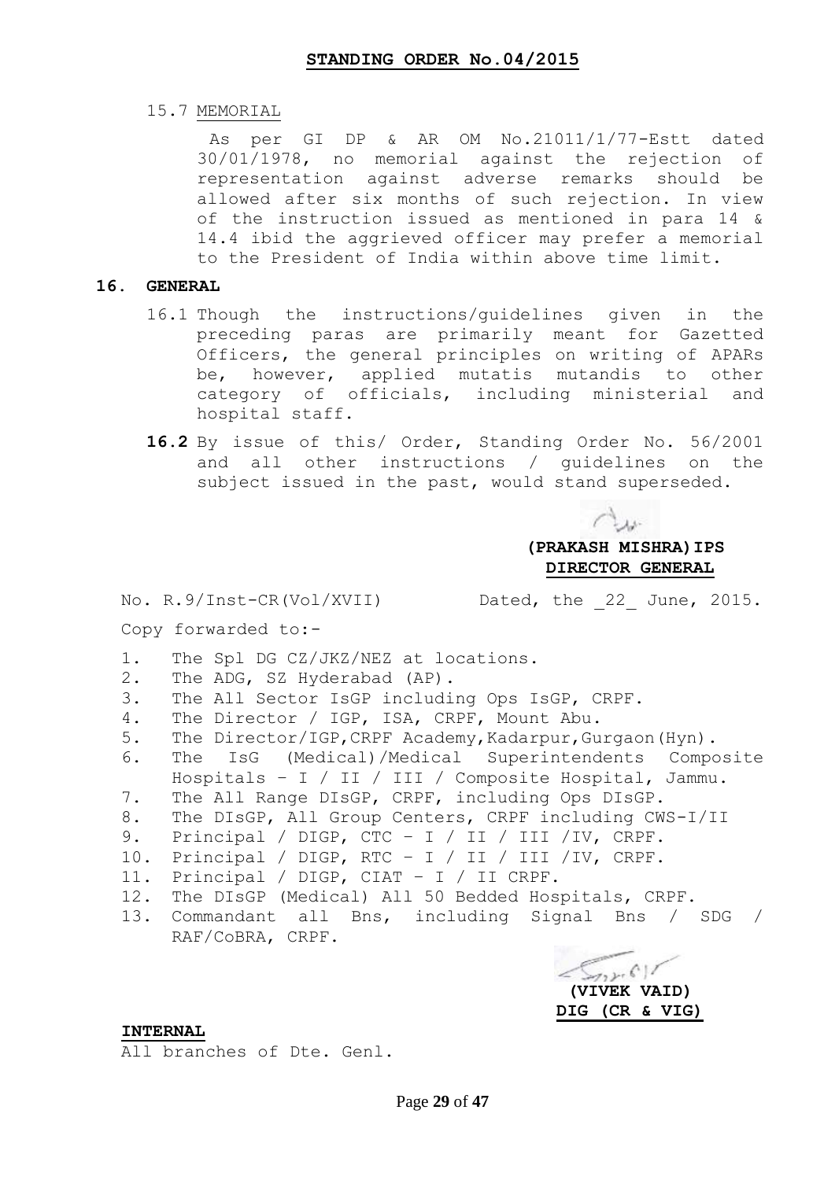**STANDING ORDER No.04/2015**

15.7 MEMORIAL

As per GI DP & AR OM No.21011/1/77-Estt dated 30/01/1978, no memorial against the rejection of representation against adverse remarks should be allowed after six months of such rejection. In view of the instruction issued as mentioned in para 14 & 14.4 ibid the aggrieved officer may prefer a memorial to the President of India within above time limit.

## 16. GENERAL

16.1 Though the instructions/guidelines given in the preceding paras are primarily meant for Gazetted Officers, the general principles on writing of APARs be, however, applied mutatis mutandis to other category of officials, including ministerial and hospital staff.

**16.2** By issue of this/ Order, Standing Order No. 56/2001 and all other instructions / guidelines on the subject issued in the past, would stand superseded.

**(PRAKASH MISHRA)IPS**
**DIRECTOR GENERAL**

No. R.9/Inst-CR(Vol/XVII) Dated, the _22_ June, 2015.

Copy forwarded to:-

1. The Spl DG CZ/JKZ/NEZ at locations.
2. The ADG, SZ Hyderabad (AP).
3. The All Sector IsGP including Ops IsGP, CRPF.
4. The Director / IGP, ISA, CRPF, Mount Abu.
5. The Director/IGP,CRPF Academy,Kadarpur,Gurgaon(Hyn).
6. The IsG (Medical)/Medical Superintendents Composite Hospitals – I / II / III / Composite Hospital, Jammu.
7. The All Range DIsGP, CRPF, including Ops DIsGP.
8. The DIsGP, All Group Centers, CRPF including CWS-I/II
9. Principal / DIGP, CTC – I / II / III /IV, CRPF.
10. Principal / DIGP, RTC – I / II / III /IV, CRPF.
11. Principal / DIGP, CIAT – I / II CRPF.
12. The DIsGP (Medical) All 50 Bedded Hospitals, CRPF.
13. Commandant all Bns, including Signal Bns / SDG / RAF/CoBRA, CRPF.

**(VIVEK VAID)**
**DIG (CR & VIG)**

**INTERNAL**

All branches of Dte. Genl.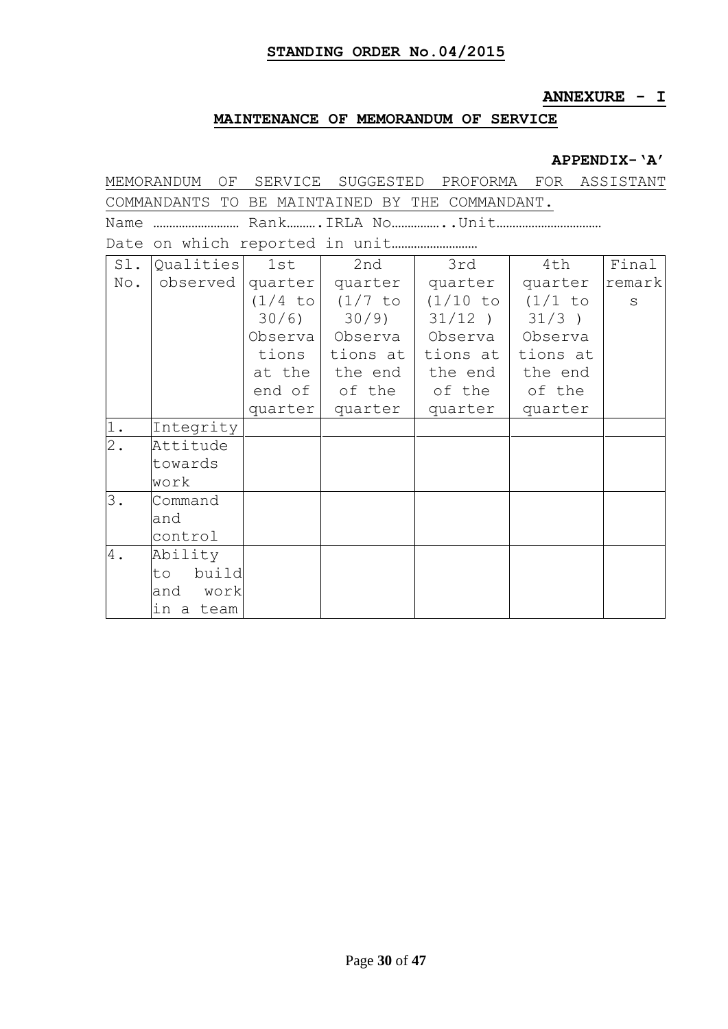**STANDING ORDER No.04/2015**

**ANNEXURE - I**

**MAINTENANCE OF MEMORANDUM OF SERVICE**

**APPENDIX-'A'**

MEMORANDUM OF SERVICE SUGGESTED PROFORMA FOR ASSISTANT COMMANDANTS TO BE MAINTAINED BY THE COMMANDANT.

Name ……………………… Rank……….IRLA No……………..Unit……………………………

Date on which reported in unit………………………

| Sl. No. | Qualities observed | 1st quarter (1/4 to 30/6) Observations at the end of quarter | 2nd quarter (1/7 to 30/9) Observations at the end of the quarter | 3rd quarter (1/10 to 31/12 ) Observations at the end of the quarter | 4th quarter (1/1 to 31/3 ) Observations at the end of the quarter | Final remarks |
|---|---|---|---|---|---|---|
| 1. | Integrity | | | | | |
| 2. | Attitude towards work | | | | | |
| 3. | Command and control | | | | | |
| 4. | Ability to build and work in a team | | | | | |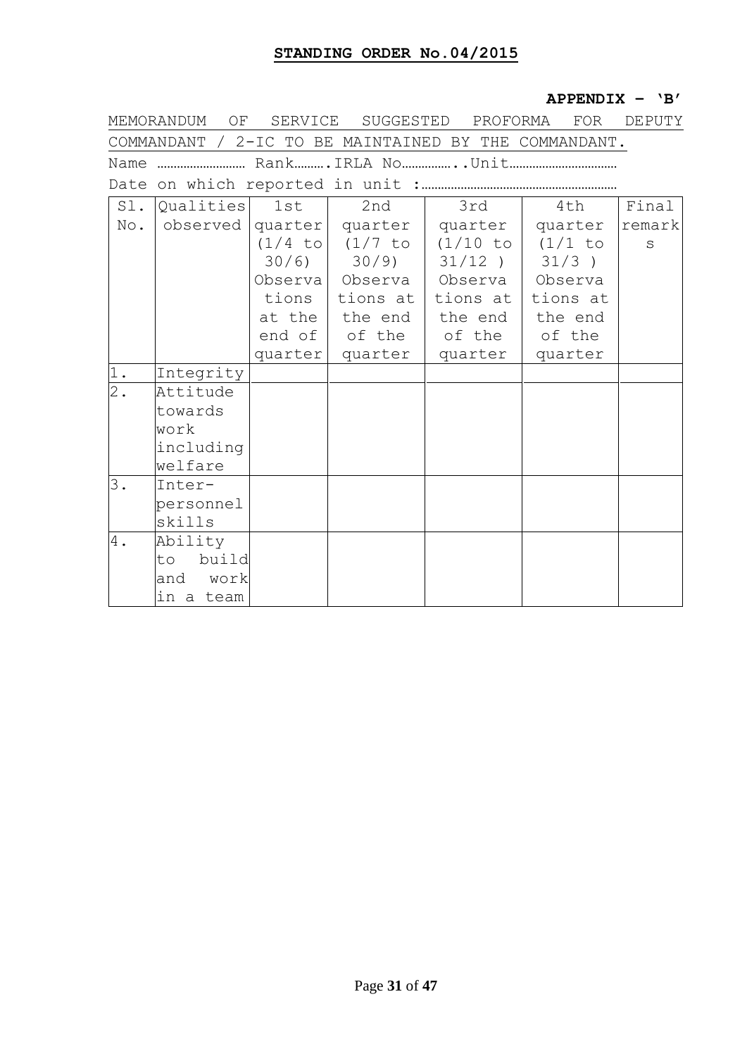**STANDING ORDER No.04/2015**

**APPENDIX – 'B'**

MEMORANDUM OF SERVICE SUGGESTED PROFORMA FOR DEPUTY COMMANDANT / 2-IC TO BE MAINTAINED BY THE COMMANDANT.

Name ……………………… Rank………. IRLA No…………….. Unit……………………………

Date on which reported in unit :……………………………………………………

| Sl. No. | Qualities observed | 1st quarter (1/4 to 30/6) Observations at the end of quarter | 2nd quarter (1/7 to 30/9) Observations at the end of the quarter | 3rd quarter (1/10 to 31/12 ) Observations at the end of the quarter | 4th quarter (1/1 to 31/3 ) Observations at the end of the quarter | Final remarks |
|---|---|---|---|---|---|---|
| 1. | Integrity | | | | | |
| 2. | Attitude towards work including welfare | | | | | |
| 3. | Inter-personnel skills | | | | | |
| 4. | Ability to build and work in a team | | | | | |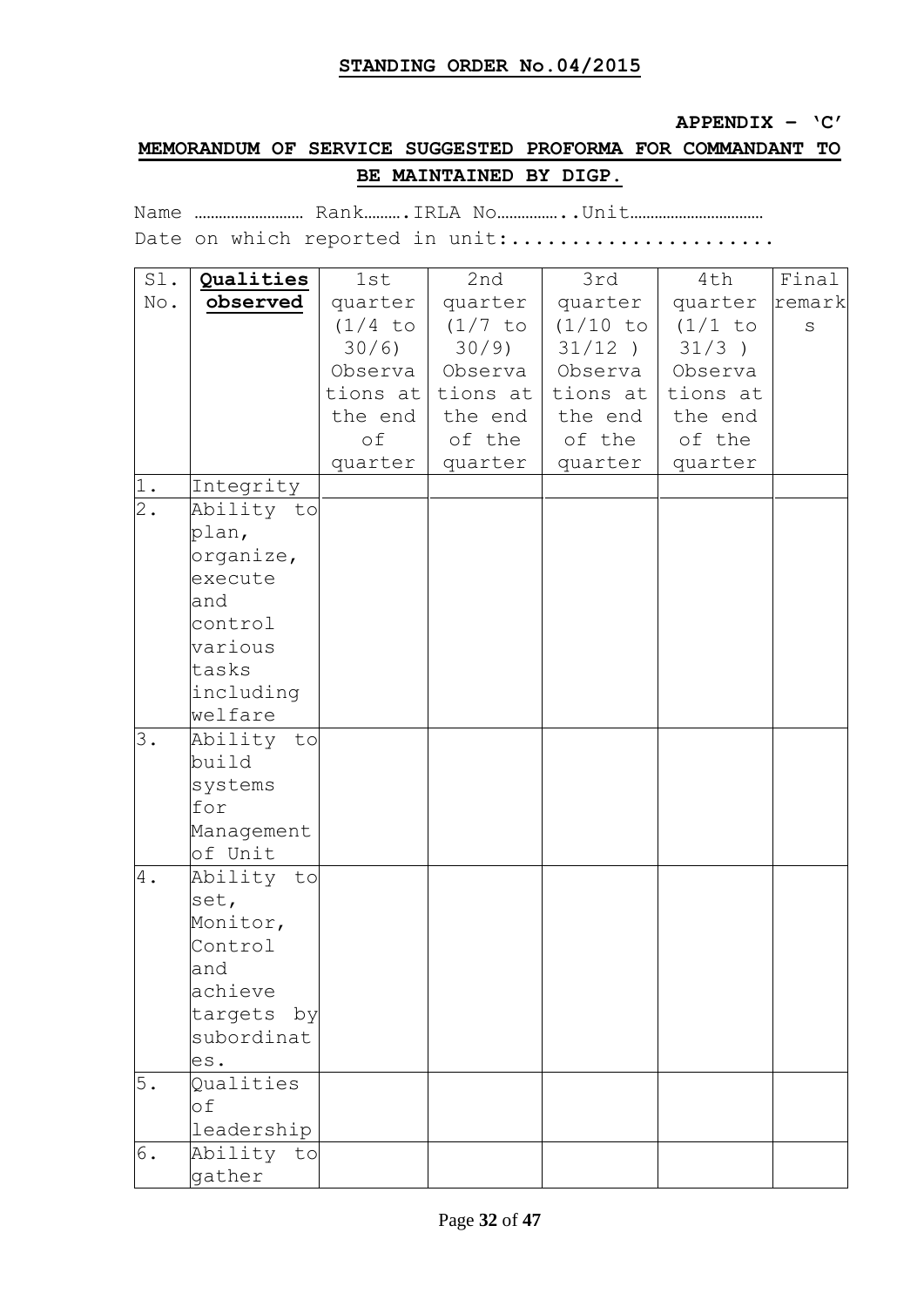**STANDING ORDER No.04/2015**

**APPENDIX – 'C'**

**MEMORANDUM OF SERVICE SUGGESTED PROFORMA FOR COMMANDANT TO BE MAINTAINED BY DIGP.**

Name ……………………… Rank……….IRLA No……………..Unit……………………………

Date on which reported in unit:......................

| Sl. No. | **Qualities observed** | 1st quarter (1/4 to 30/6) Observations at the end of quarter | 2nd quarter (1/7 to 30/9) Observations at the end of the quarter | 3rd quarter (1/10 to 31/12 ) Observations at the end of the quarter | 4th quarter (1/1 to 31/3 ) Observations at the end of the quarter | Final remarks |
|---|---|---|---|---|---|---|
| 1. | Integrity | | | | | |
| 2. | Ability to plan, organize, execute and control various tasks including welfare | | | | | |
| 3. | Ability to build systems for Management of Unit | | | | | |
| 4. | Ability to set, Monitor, Control and achieve targets by subordinates. | | | | | |
| 5. | Qualities of leadership | | | | | |
| 6. | Ability to gather | | | | | |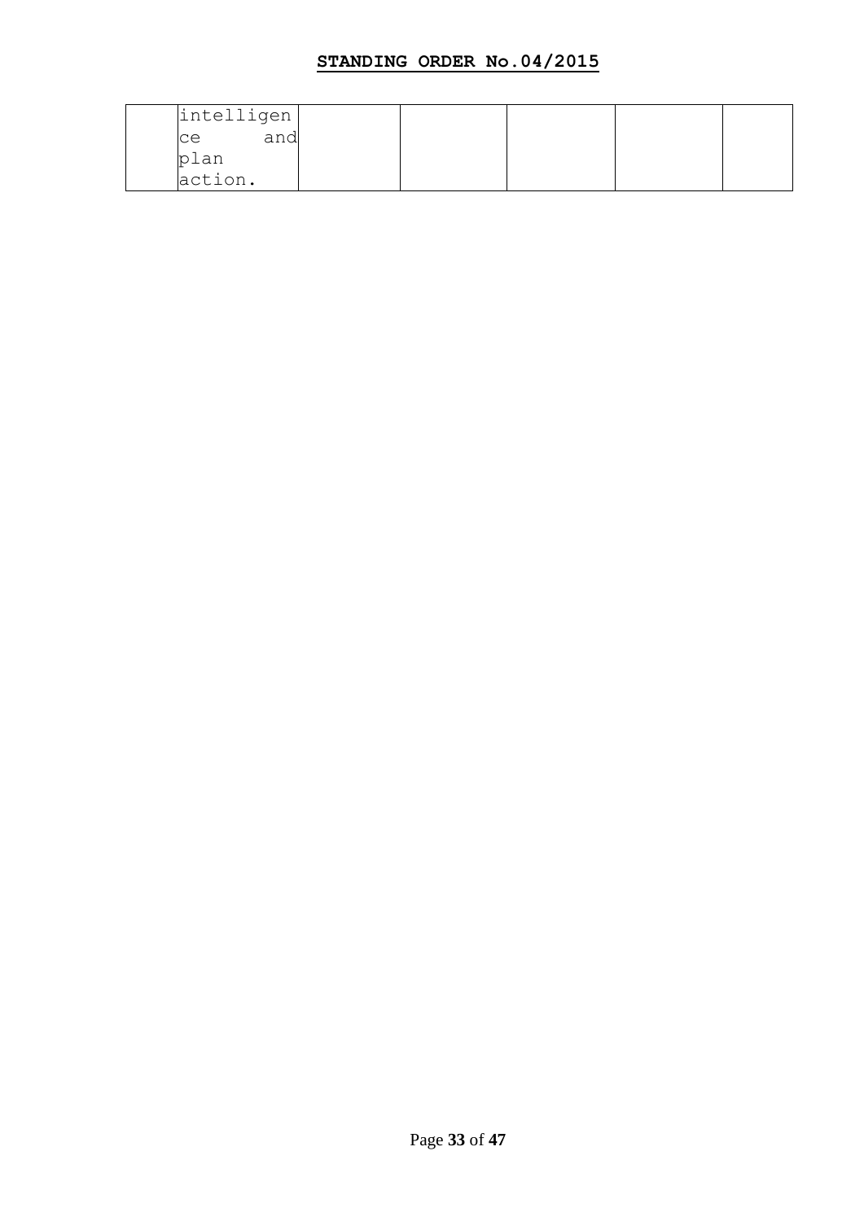|  | intelligence and plan action. |  |  |  |  |  |
|---|---|---|---|---|---|---|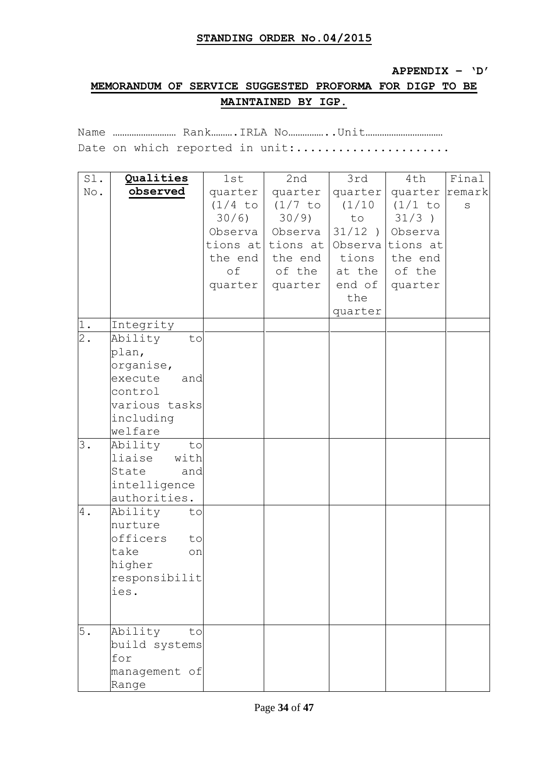**STANDING ORDER No.04/2015**

**APPENDIX – 'D'**

## MEMORANDUM OF SERVICE SUGGESTED PROFORMA FOR DIGP TO BE MAINTAINED BY IGP.

Name ……………………… Rank……….IRLA No……………..Unit……………………………
Date on which reported in unit:......................

| Sl. No. | **Qualities observed** | 1st quarter (1/4 to 30/6) Observations at the end of quarter | 2nd quarter (1/7 to 30/9) Observations at the end of the quarter | 3rd quarter (1/10 to 31/12 ) Observations at the end of the quarter | 4th quarter (1/1 to 31/3 ) Observations at the end of the quarter | Final remarks |
|---|---|---|---|---|---|---|
| 1. | Integrity | | | | | |
| 2. | Ability to plan, organise, execute and control various tasks including welfare | | | | | |
| 3. | Ability to liaise with State and intelligence authorities. | | | | | |
| 4. | Ability to nurture officers to take on higher responsibilities. | | | | | |
| 5. | Ability to build systems for management of Range | | | | | |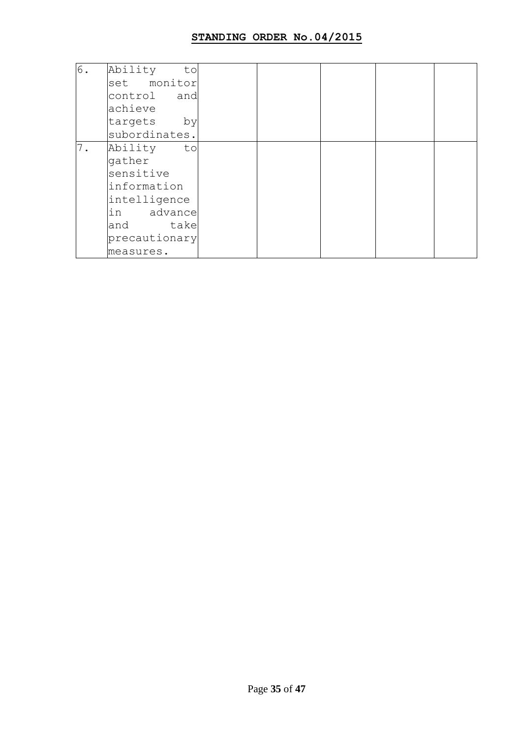| | | | | | | |
|---|---|---|---|---|---|---|
| 6. | Ability to set monitor control and achieve targets by subordinates. | | | | | |
| 7. | Ability to gather sensitive information intelligence in advance and take precautionary measures. | | | | | |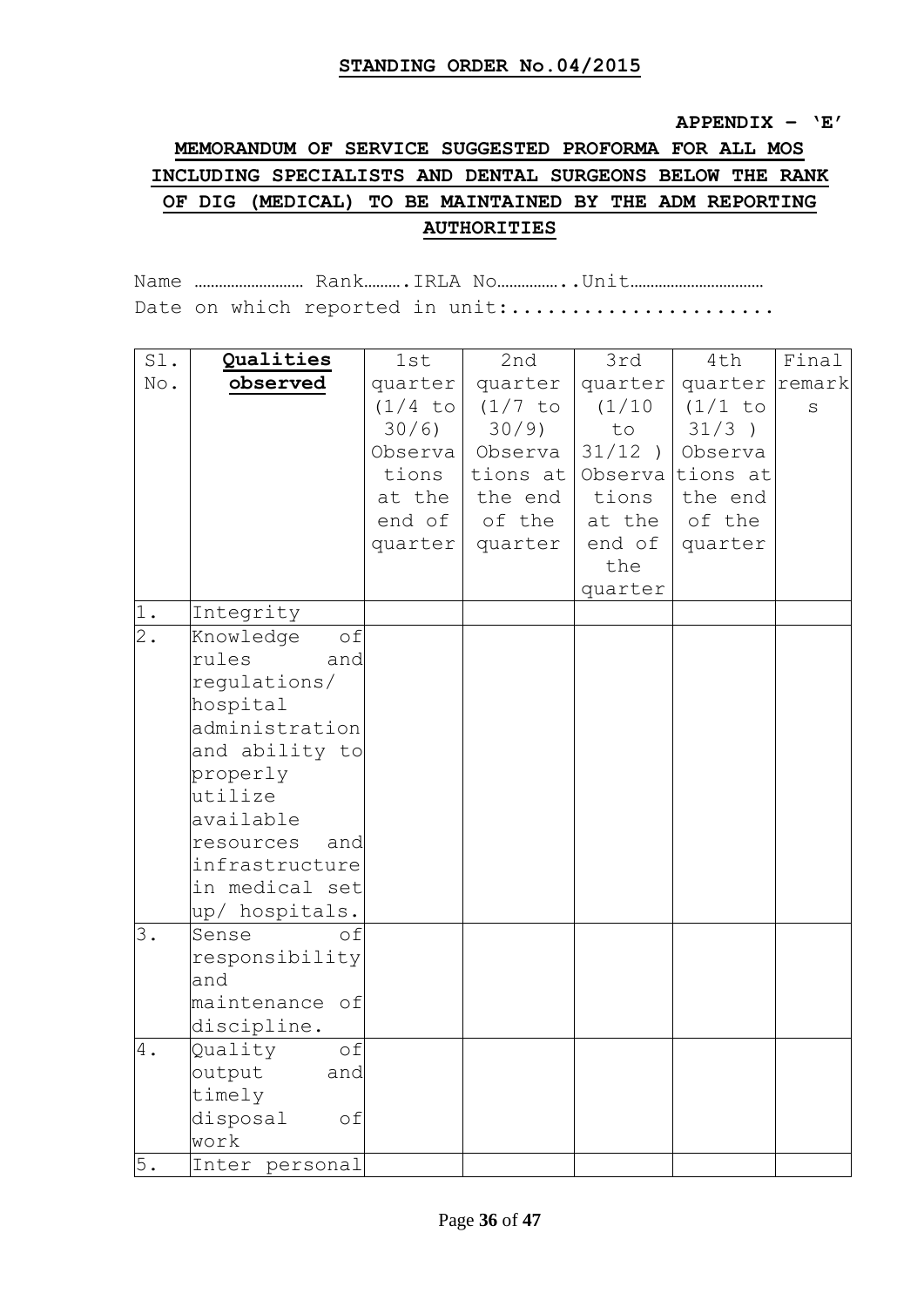**STANDING ORDER No.04/2015**

**APPENDIX – 'E'**

**MEMORANDUM OF SERVICE SUGGESTED PROFORMA FOR ALL MOS INCLUDING SPECIALISTS AND DENTAL SURGEONS BELOW THE RANK OF DIG (MEDICAL) TO BE MAINTAINED BY THE ADM REPORTING AUTHORITIES**

Name ……………………… Rank……….IRLA No……………..Unit……………………………
Date on which reported in unit:......................

| Sl. No. | **Qualities observed** | 1st quarter (1/4 to 30/6) Observations at the end of quarter | 2nd quarter (1/7 to 30/9) Observations at the end of the quarter | 3rd quarter (1/10 to 31/12 ) Observations at the end of the quarter | 4th quarter (1/1 to 31/3 ) Observations at the end of the quarter | Final remarks |
|---|---|---|---|---|---|---|
| 1. | Integrity | | | | | |
| 2. | Knowledge of rules and regulations/ hospital administration and ability to properly utilize available resources and infrastructure in medical set up/ hospitals. | | | | | |
| 3. | Sense of responsibility and maintenance of discipline. | | | | | |
| 4. | Quality of output and timely disposal of work | | | | | |
| 5. | Inter personal | | | | | |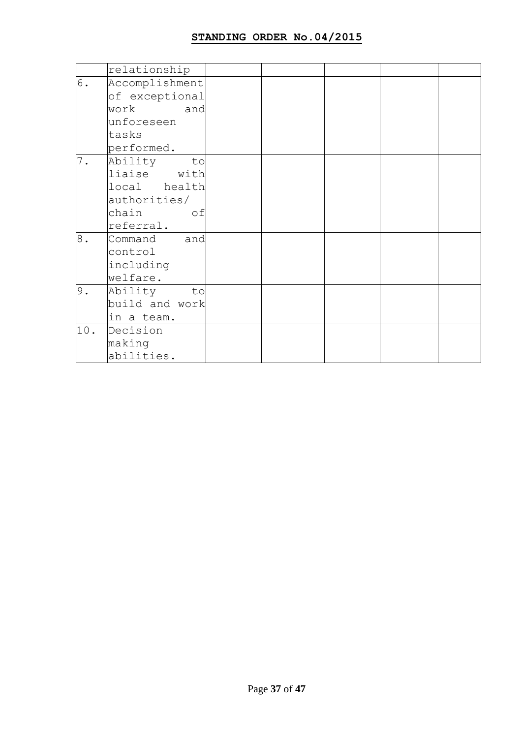**STANDING ORDER No.04/2015**

| | | | | | | |
|---|---|---|---|---|---|---|
| | relationship | | | | | |
| 6. | Accomplishment of exceptional work and unforeseen tasks performed. | | | | | |
| 7. | Ability to liaise with local health authorities/ chain of referral. | | | | | |
| 8. | Command and control including welfare. | | | | | |
| 9. | Ability to build and work in a team. | | | | | |
| 10. | Decision making abilities. | | | | | |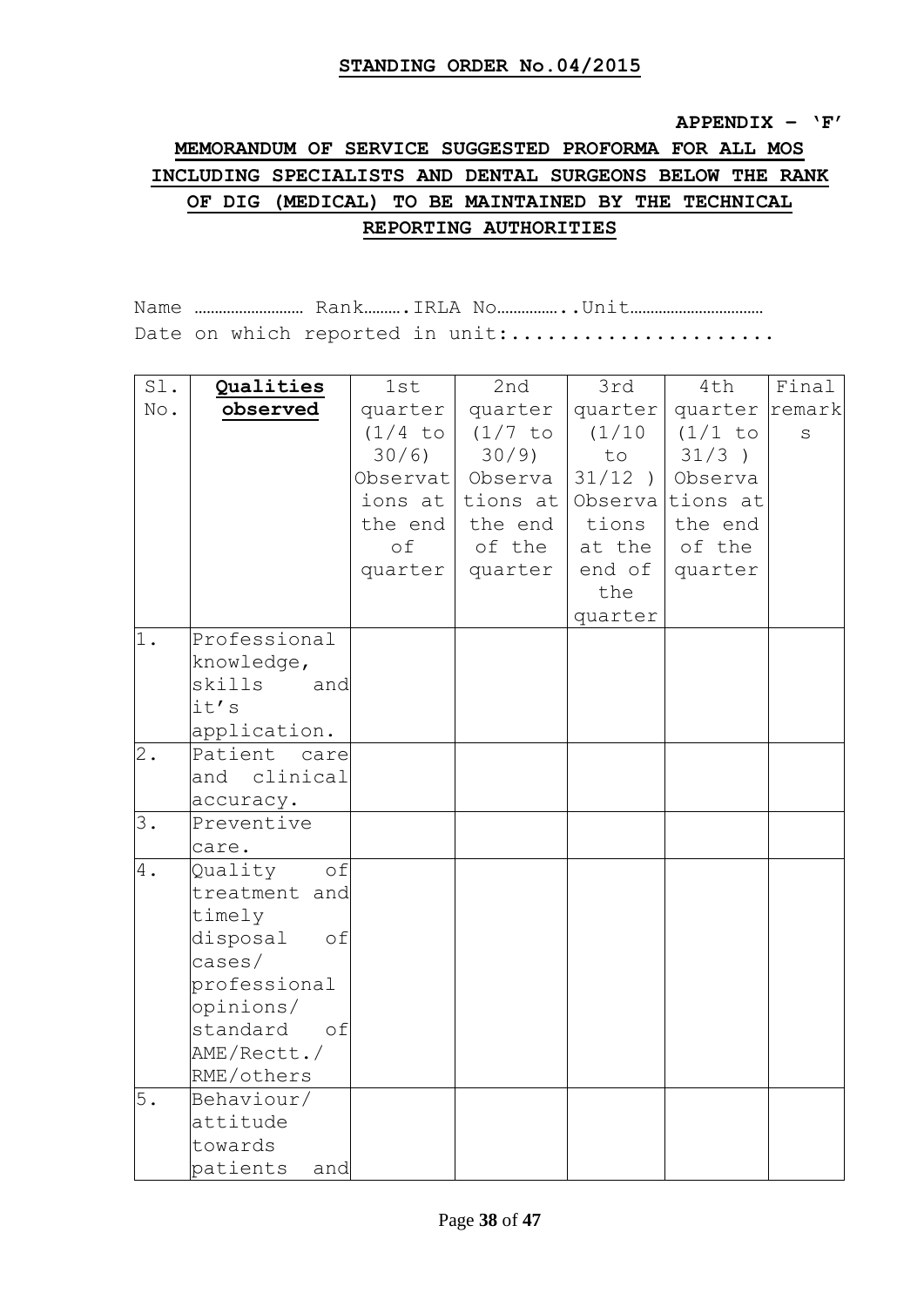**STANDING ORDER No.04/2015**

**APPENDIX – 'F'**

## MEMORANDUM OF SERVICE SUGGESTED PROFORMA FOR ALL MOS INCLUDING SPECIALISTS AND DENTAL SURGEONS BELOW THE RANK OF DIG (MEDICAL) TO BE MAINTAINED BY THE TECHNICAL REPORTING AUTHORITIES

Name …………………… Rank……….IRLA No……………..Unit……………………………
Date on which reported in unit:......................

| Sl. No. | **Qualities observed** | 1st quarter (1/4 to 30/6) Observations at the end of quarter | 2nd quarter (1/7 to 30/9) Observations at the end of the quarter | 3rd quarter (1/10 to 31/12 ) Observations at the end of the quarter | 4th quarter (1/1 to 31/3 ) Observations at the end of the quarter | Final remarks |
|---|---|---|---|---|---|---|
| 1. | Professional knowledge, skills and it's application. | | | | | |
| 2. | Patient care and clinical accuracy. | | | | | |
| 3. | Preventive care. | | | | | |
| 4. | Quality of treatment and timely disposal of cases/ professional opinions/ standard of AME/Rectt./ RME/others | | | | | |
| 5. | Behaviour/ attitude towards patients and | | | | | |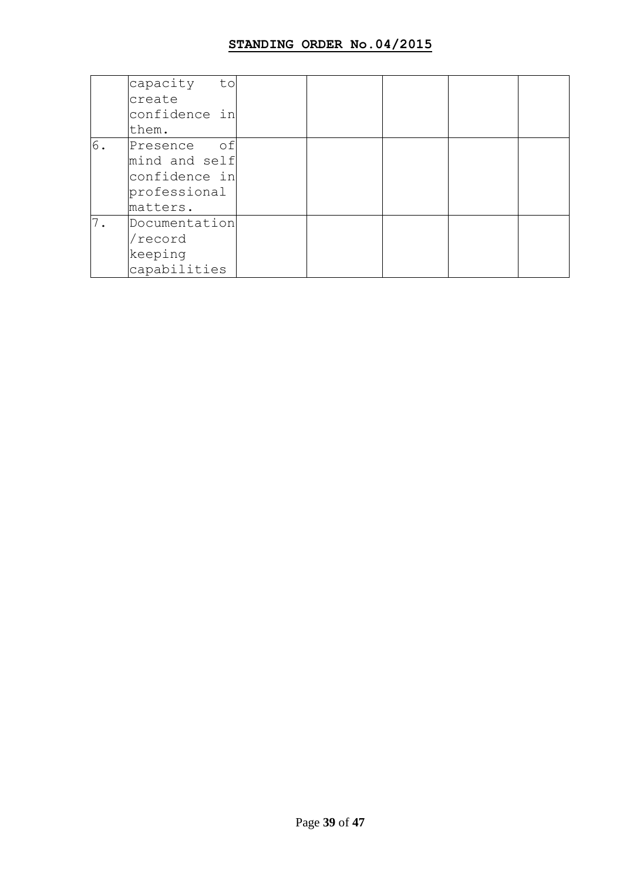| | | | | | | |
|---|---|---|---|---|---|---|
| | capacity to create confidence in them. | | | | | |
| 6. | Presence of mind and self confidence in professional matters. | | | | | |
| 7. | Documentation /record keeping capabilities | | | | | |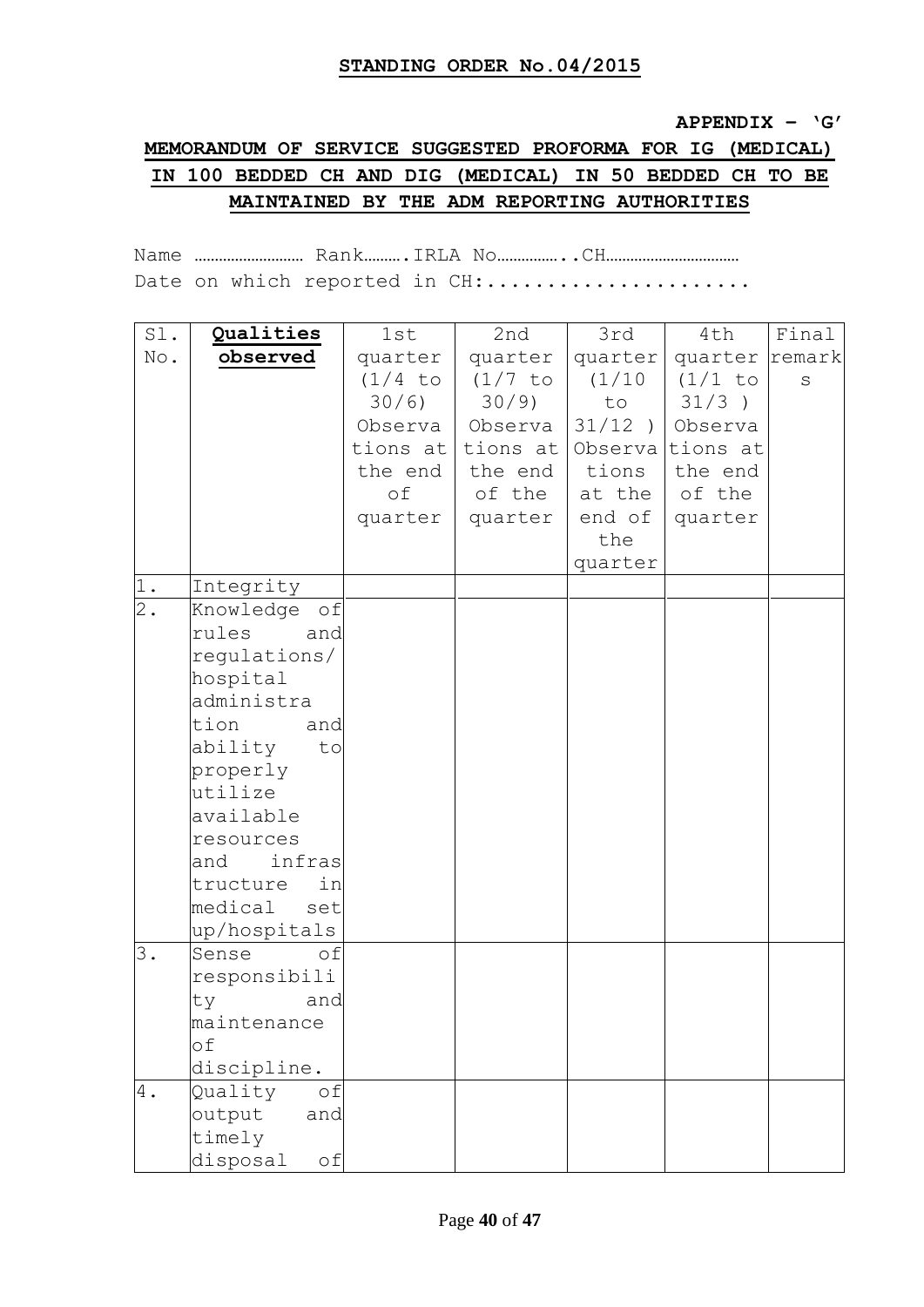**STANDING ORDER No.04/2015**

**APPENDIX – 'G'**

**MEMORANDUM OF SERVICE SUGGESTED PROFORMA FOR IG (MEDICAL) IN 100 BEDDED CH AND DIG (MEDICAL) IN 50 BEDDED CH TO BE MAINTAINED BY THE ADM REPORTING AUTHORITIES**

Name ……………………… Rank……….IRLA No……………..CH……………………………

Date on which reported in CH:.....................

| Sl. No. | **Qualities observed** | 1st quarter (1/4 to 30/6) Observations at the end of quarter | 2nd quarter (1/7 to 30/9) Observations at the end of the quarter | 3rd quarter (1/10 to 31/12 ) Observations at the end of the quarter | 4th quarter (1/1 to 31/3 ) Observations at the end of the quarter | Final remarks |
|---|---|---|---|---|---|---|
| 1. | Integrity | | | | | |
| 2. | Knowledge of rules and regulations/ hospital administration and ability to properly utilize available resources and infrastructure in medical set up/hospitals | | | | | |
| 3. | Sense of responsibility and maintenance of discipline. | | | | | |
| 4. | Quality of output and timely disposal of | | | | | |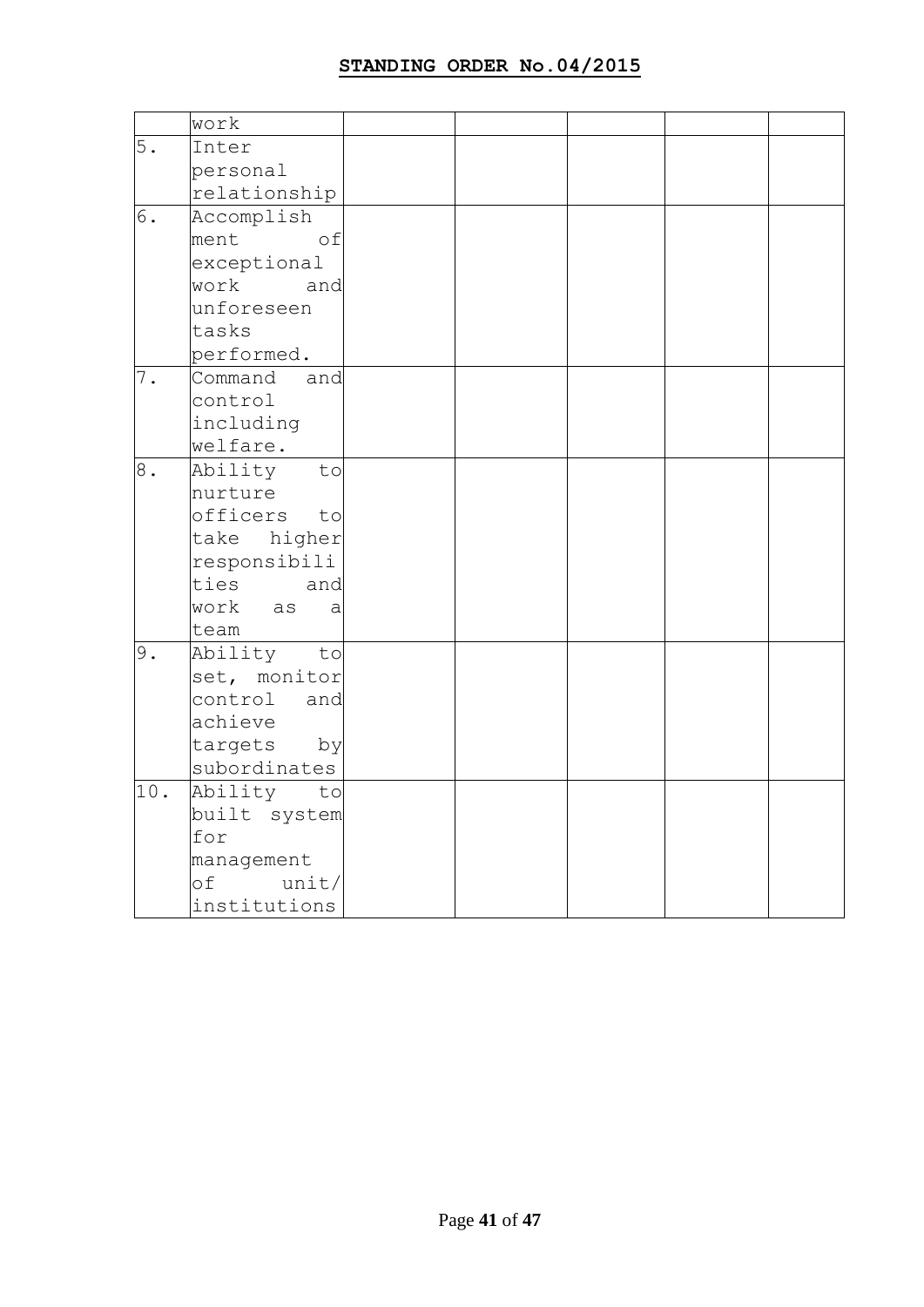# STANDING ORDER No.04/2015

| | | | | | | |
|---|---|---|---|---|---|---|
| | work | | | | | |
| 5. | Inter personal relationship | | | | | |
| 6. | Accomplishment of exceptional work and unforeseen tasks performed. | | | | | |
| 7. | Command and control including welfare. | | | | | |
| 8. | Ability to nurture officers to take higher responsibilities and work as a team | | | | | |
| 9. | Ability to set, monitor control and achieve targets by subordinates | | | | | |
| 10. | Ability to built system for management of unit/ institutions | | | | | |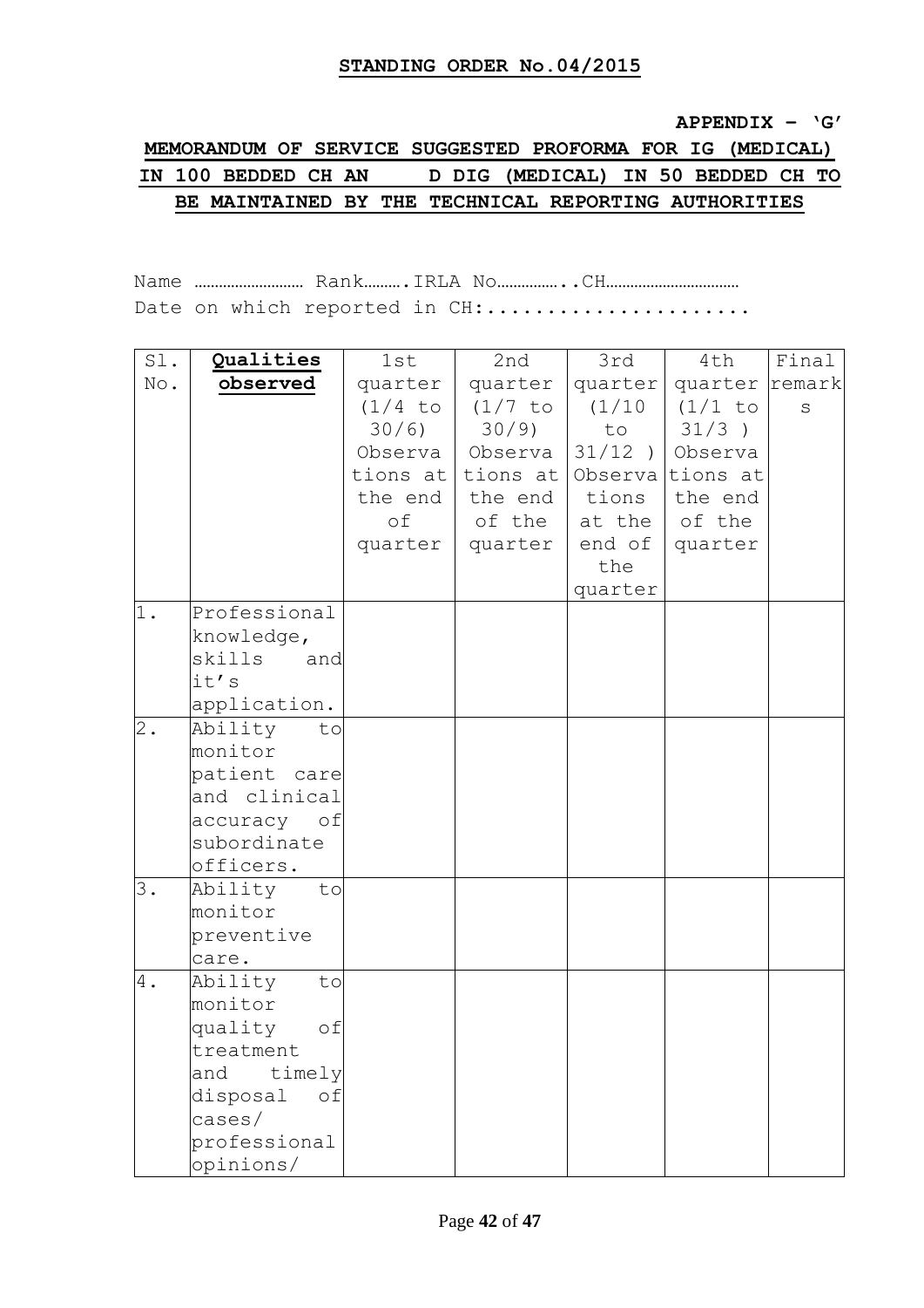**STANDING ORDER No.04/2015**

**APPENDIX – 'G'**

**MEMORANDUM OF SERVICE SUGGESTED PROFORMA FOR IG (MEDICAL) IN 100 BEDDED CH AND DIG (MEDICAL) IN 50 BEDDED CH TO BE MAINTAINED BY THE TECHNICAL REPORTING AUTHORITIES**

Name ……………………… Rank……….IRLA No……………..CH……………………………

Date on which reported in CH:.....................

| Sl. No. | **Qualities observed** | 1st quarter (1/4 to 30/6) Observations at the end of quarter | 2nd quarter (1/7 to 30/9) Observations at the end of the quarter | 3rd quarter (1/10 to 31/12 ) Observations at the end of the quarter | 4th quarter (1/1 to 31/3 ) Observations at the end of the quarter | Final remarks |
|---|---|---|---|---|---|---|
| 1. | Professional knowledge, skills and it's application. | | | | | |
| 2. | Ability to monitor patient care and clinical accuracy of subordinate officers. | | | | | |
| 3. | Ability to monitor preventive care. | | | | | |
| 4. | Ability to monitor quality of treatment and timely disposal of cases/ professional opinions/ | | | | | |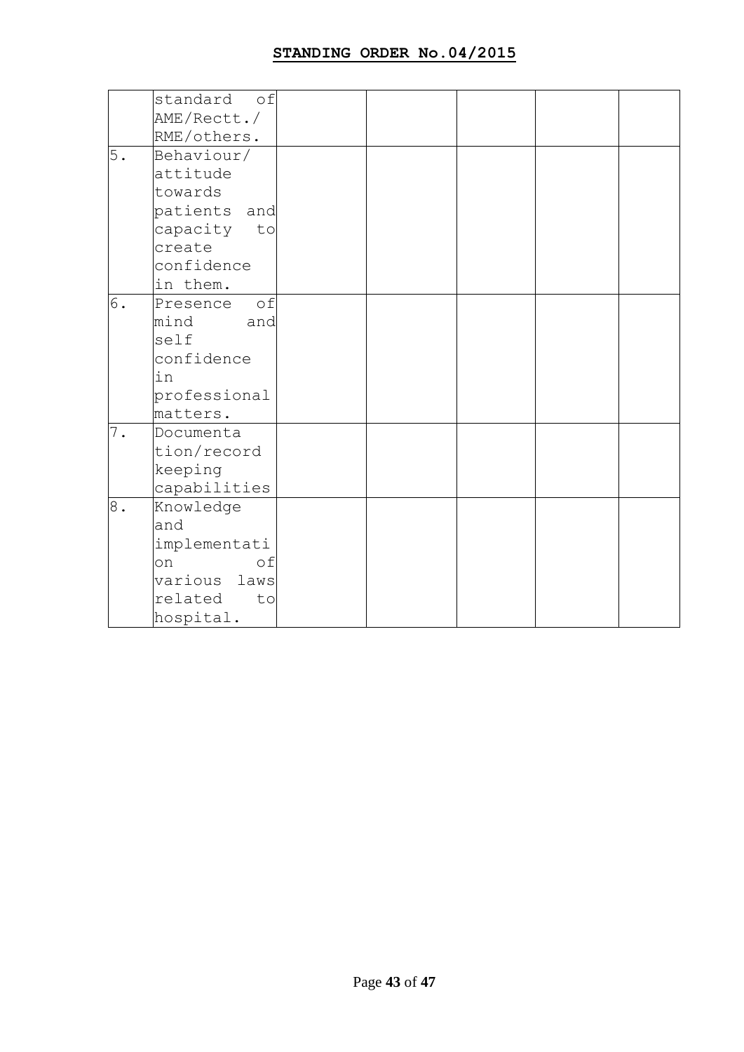**STANDING ORDER No.04/2015**

| | | | | | | |
|---|---|---|---|---|---|---|
| | standard of AME/Rectt./ RME/others. | | | | | |
| 5. | Behaviour/ attitude towards patients and capacity to create confidence in them. | | | | | |
| 6. | Presence of mind and self confidence in professional matters. | | | | | |
| 7. | Documentation/record keeping capabilities | | | | | |
| 8. | Knowledge and implementation of various laws related to hospital. | | | | | |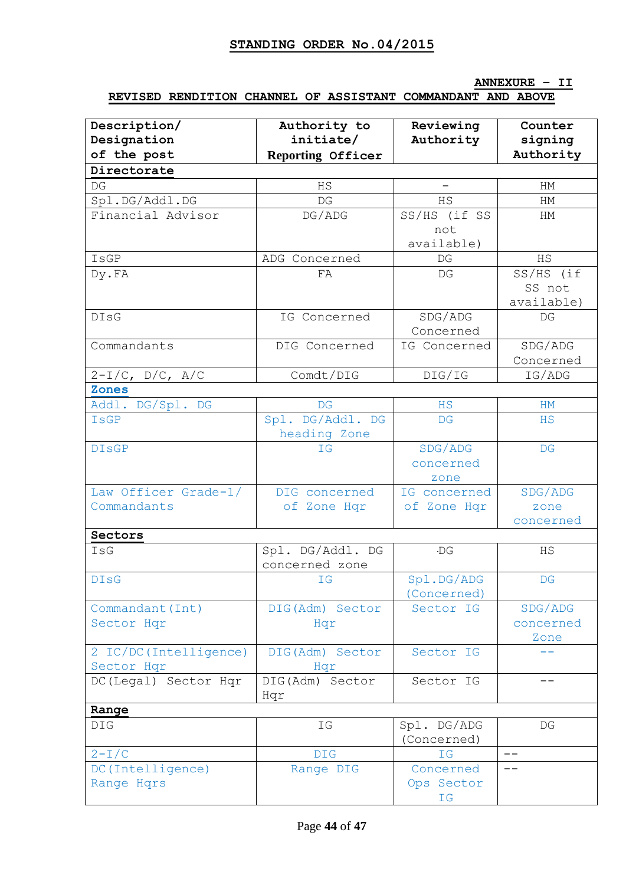## STANDING ORDER No.04/2015

**ANNEXURE – II**

**REVISED RENDITION CHANNEL OF ASSISTANT COMMANDANT AND ABOVE**

| Description/ Designation of the post | Authority to initiate/ Reporting Officer | Reviewing Authority | Counter signing Authority |
|---|---|---|---|
| **Directorate** | | | |
| DG | HS | – | HM |
| Spl.DG/Addl.DG | DG | HS | HM |
| Financial Advisor | DG/ADG | SS/HS (if SS not available) | HM |
| IsGP | ADG Concerned | DG | HS |
| Dy.FA | FA | DG | SS/HS (if SS not available) |
| DIsG | IG Concerned | SDG/ADG Concerned | DG |
| Commandants | DIG Concerned | IG Concerned | SDG/ADG Concerned |
| 2-I/C, D/C, A/C | Comdt/DIG | DIG/IG | IG/ADG |
| **Zones** | | | |
| Addl. DG/Spl. DG | DG | HS | HM |
| IsGP | Spl. DG/Addl. DG heading Zone | DG | HS |
| DIsGP | IG | SDG/ADG concerned zone | DG |
| Law Officer Grade-1/ Commandants | DIG concerned of Zone Hqr | IG concerned of Zone Hqr | SDG/ADG zone concerned |
| **Sectors** | | | |
| IsG | Spl. DG/Addl. DG concerned zone | DG | HS |
| DIsG | IG | Spl.DG/ADG (Concerned) | DG |
| Commandant(Int) Sector Hqr | DIG(Adm) Sector Hqr | Sector IG | SDG/ADG concerned Zone |
| 2 IC/DC(Intelligence) Sector Hqr | DIG(Adm) Sector Hqr | Sector IG | -- |
| DC(Legal) Sector Hqr | DIG(Adm) Sector Hqr | Sector IG | -- |
| **Range** | | | |
| DIG | IG | Spl. DG/ADG (Concerned) | DG |
| 2-I/C | DIG | IG | -- |
| DC(Intelligence) Range Hqrs | Range DIG | Concerned Ops Sector IG | -- |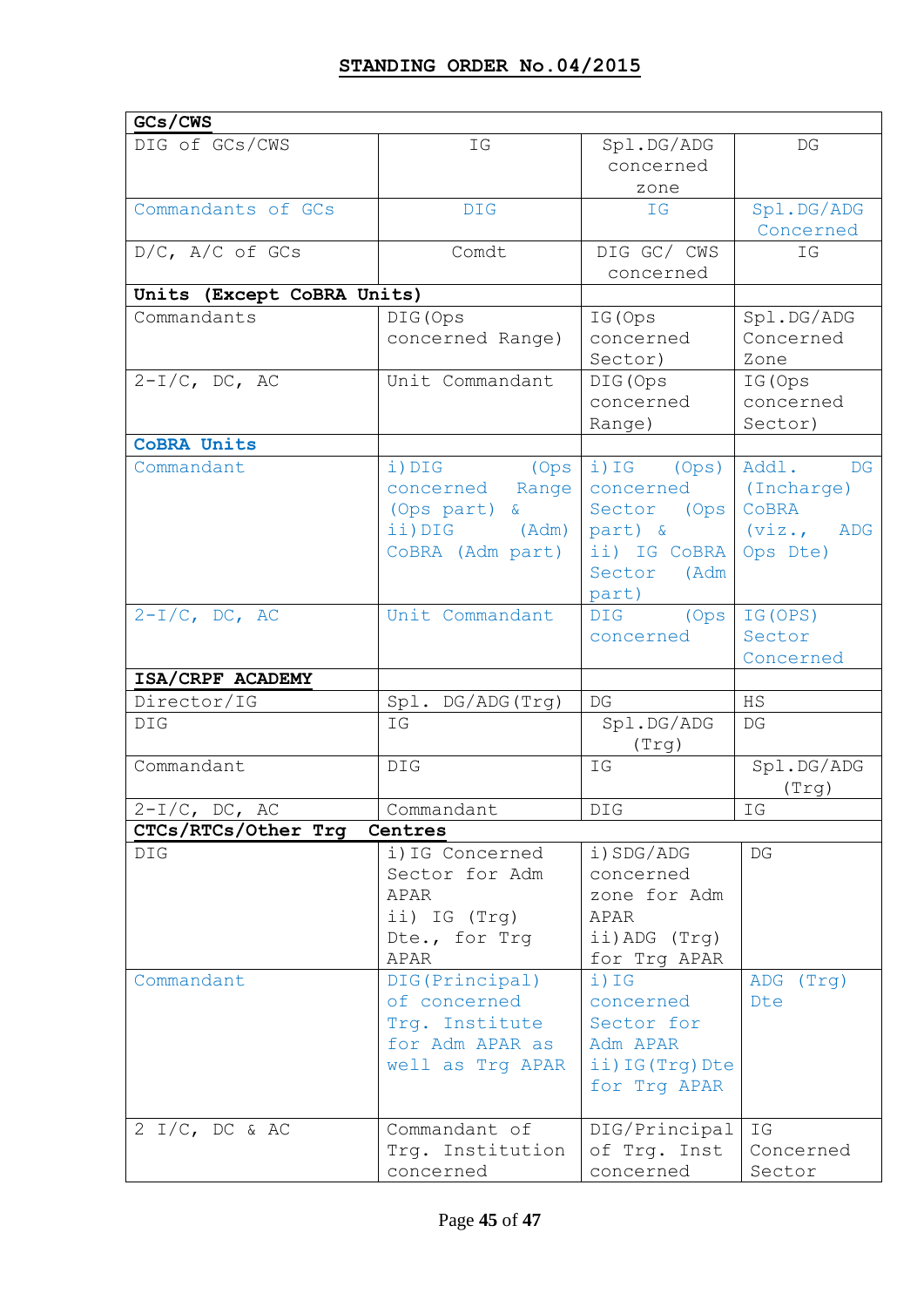## STANDING ORDER No.04/2015

| **GCs/CWS** | | | |
|---|---|---|---|
| DIG of GCs/CWS | IG | Spl.DG/ADG concerned zone | DG |
| Commandants of GCs | DIG | IG | Spl.DG/ADG Concerned |
| D/C, A/C of GCs | Comdt | DIG GC/ CWS concerned | IG |
| **Units (Except CoBRA Units)** | | | |
| Commandants | DIG(Ops concerned Range) | IG(Ops concerned Sector) | Spl.DG/ADG Concerned Zone |
| 2-I/C, DC, AC | Unit Commandant | DIG(Ops concerned Range) | IG(Ops concerned Sector) |
| **CoBRA Units** | | | |
| Commandant | i)DIG (Ops concerned Range (Ops part) & ii)DIG (Adm) CoBRA (Adm part) | i)IG (Ops) concerned Sector (Ops part) & ii) IG CoBRA Sector (Adm part) | Addl. DG (Incharge) CoBRA (viz., ADG Ops Dte) |
| 2-I/C, DC, AC | Unit Commandant | DIG (Ops concerned | IG(OPS) Sector Concerned |
| **ISA/CRPF ACADEMY** | | | |
| Director/IG | Spl. DG/ADG(Trg) | DG | HS |
| DIG | IG | Spl.DG/ADG (Trg) | DG |
| Commandant | DIG | IG | Spl.DG/ADG (Trg) |
| 2-I/C, DC, AC | Commandant | DIG | IG |
| **CTCs/RTCs/Other Trg Centres** | | | |
| DIG | i)IG Concerned Sector for Adm APAR ii) IG (Trg) Dte., for Trg APAR | i)SDG/ADG concerned zone for Adm APAR ii)ADG (Trg) for Trg APAR | DG |
| Commandant | DIG(Principal) of concerned Trg. Institute for Adm APAR as well as Trg APAR | i)IG concerned Sector for Adm APAR ii)IG(Trg)Dte for Trg APAR | ADG (Trg) Dte |
| 2 I/C, DC & AC | Commandant of Trg. Institution concerned | DIG/Principal of Trg. Inst concerned | IG Concerned Sector |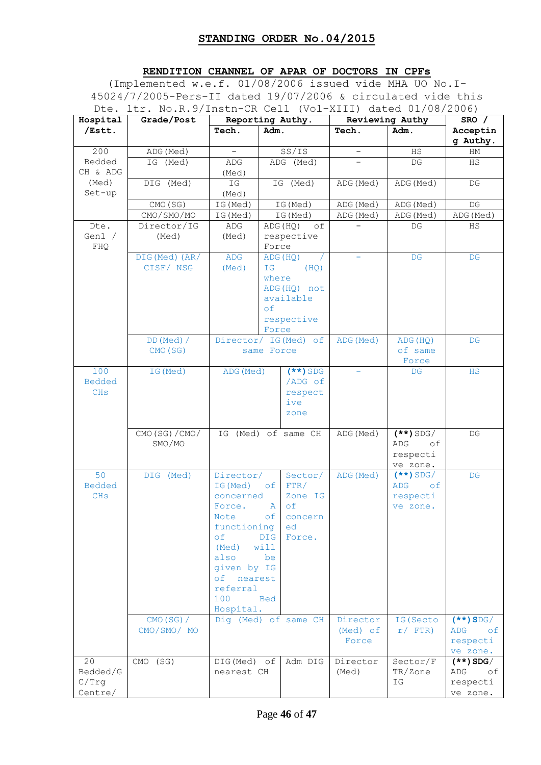## STANDING ORDER No.04/2015

### RENDITION CHANNEL OF APAR OF DOCTORS IN CPFs

(Implemented w.e.f. 01/08/2006 issued vide MHA UO No.I-45024/7/2005-Pers-II dated 19/07/2006 & circulated vide this Dte. ltr. No.R.9/Instn-CR Cell (Vol-XIII) dated 01/08/2006)

| Hospital /Estt. | Grade/Post | Reporting Authy. | | Reviewing Authy | | SRO / Accepting Authy. |
|---|---|---|---|---|---|---|
| | | Tech. | Adm. | Tech. | Adm. | |
| 200 Bedded CH & ADG (Med) Set-up | ADG(Med) | - | SS/IS | - | HS | HM |
| | IG (Med) | ADG (Med) | ADG (Med) | - | DG | HS |
| | DIG (Med) | IG (Med) | IG (Med) | ADG(Med) | ADG(Med) | DG |
| | CMO(SG) | IG(Med) | IG(Med) | ADG(Med) | ADG(Med) | DG |
| | CMO/SMO/MO | IG(Med) | IG(Med) | ADG(Med) | ADG(Med) | ADG(Med) |
| Dte. Genl / FHQ | Director/IG (Med) | ADG (Med) | ADG(HQ) of respective Force | - | DG | HS |
| | DIG(Med)(AR/ CISF/ NSG | ADG (Med) | ADG(HQ) / IG (HQ) where ADG(HQ) not available of respective Force | - | DG | DG |
| | DD(Med)/ CMO(SG) | Director/ IG(Med) of same Force | | ADG(Med) | ADG(HQ) of same Force | DG |
| 100 Bedded CHs | IG(Med) | ADG(Med) | (**)SDG /ADG of respective zone | - | DG | HS |
| | CMO(SG)/CMO/ SMO/MO | IG (Med) of same CH | | ADG(Med) | (**)SDG/ ADG of respective zone. | DG |
| 50 Bedded CHs | DIG (Med) | Director/ IG(Med) of concerned Force. A Note of functioning of DIG (Med) will also be given by IG of nearest referral 100 Bed Hospital. | Sector/ FTR/ Zone IG of concerned Force. | ADG(Med) | (**)SDG/ ADG of respective zone. | DG |
| | CMO(SG)/ CMO/SMO/ MO | Dig (Med) of same CH | | Director (Med) of Force | IG(Sector/ FTR) | (**)SDG/ ADG of respective zone. |
| 20 Bedded/GC/Trg Centre/ | CMO (SG) | DIG(Med) of nearest CH | Adm DIG | Director (Med) | Sector/FTR/Zone IG | (**)SDG/ ADG of respective zone. |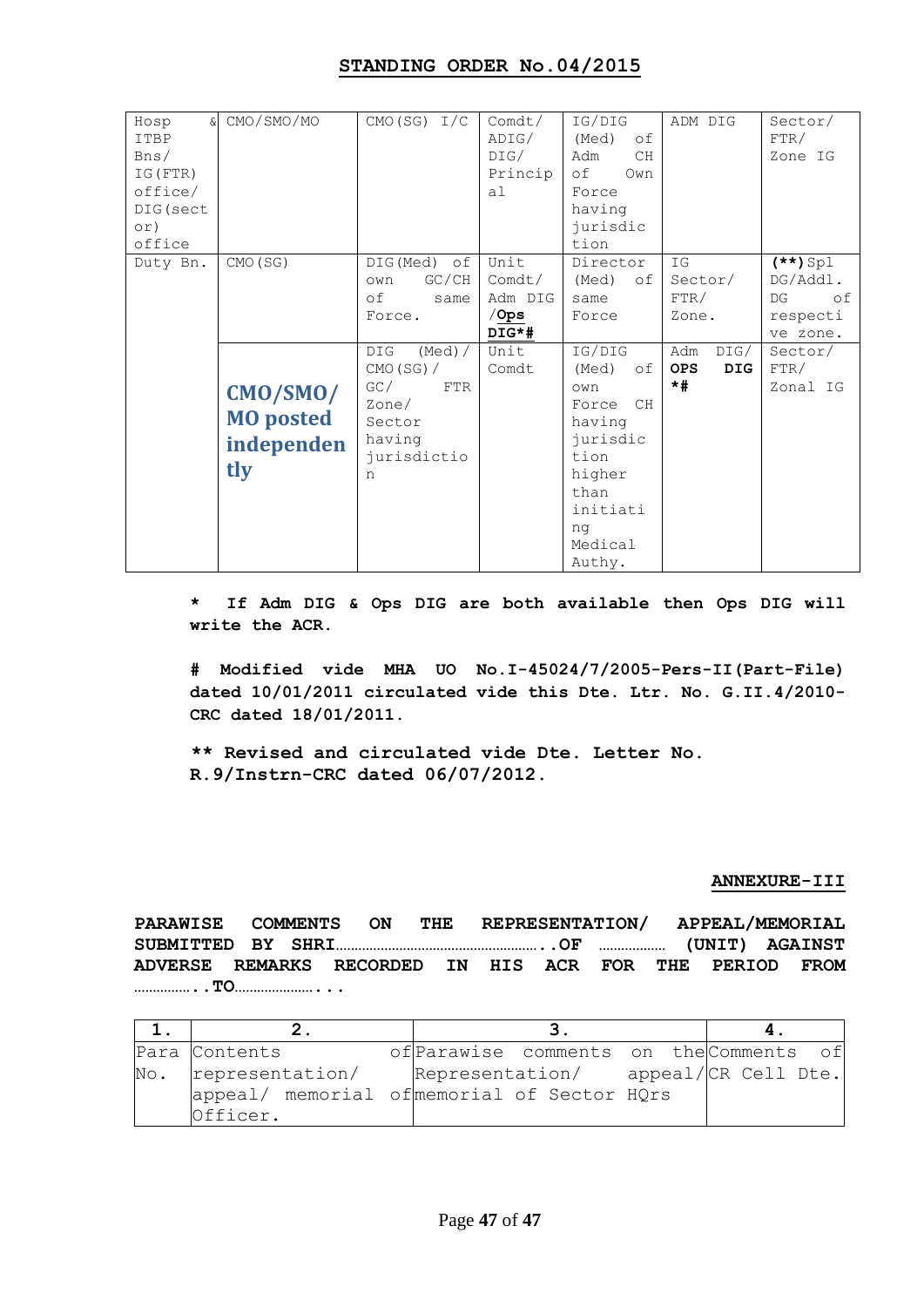## STANDING ORDER No.04/2015

| | | | | | | |
|---|---|---|---|---|---|---|
| Hosp & ITBP Bns/ IG(FTR) office/ DIG(sector) office | CMO/SMO/MO | CMO(SG) I/C | Comdt/ ADIG/ DIG/ Principal | IG/DIG (Med) of Adm CH of Own Force having jurisdiction | ADM DIG | Sector/ FTR/ Zone IG |
| Duty Bn. | CMO(SG) | DIG(Med) of own GC/CH of same Force. | Unit Comdt/ Adm DIG /**Ops DIG*#** | Director (Med) of same Force | IG Sector/ FTR/ Zone. | **(**)** Spl DG/Addl. DG of respective zone. |
| | **CMO/SMO/ MO posted independently** | DIG (Med)/ CMO(SG)/ GC/ FTR Zone/ Sector having jurisdiction | Unit Comdt | IG/DIG (Med) of own Force CH having jurisdiction higher than initiating Medical Authy. | Adm DIG/ **OPS DIG *#** | Sector/ FTR/ Zonal IG |

**\* If Adm DIG & Ops DIG are both available then Ops DIG will write the ACR.**

**# Modified vide MHA UO No.I-45024/7/2005-Pers-II(Part-File) dated 10/01/2011 circulated vide this Dte. Ltr. No. G.II.4/2010-CRC dated 18/01/2011.**

**\*\* Revised and circulated vide Dte. Letter No. R.9/Instrn-CRC dated 06/07/2012.**

**ANNEXURE-III**

**PARAWISE COMMENTS ON THE REPRESENTATION/ APPEAL/MEMORIAL SUBMITTED BY SHRI……………………………………………..OF …………….. (UNIT) AGAINST ADVERSE REMARKS RECORDED IN HIS ACR FOR THE PERIOD FROM ……………..TO…………………...**

| 1. | 2. | 3. | 4. |
|---|---|---|---|
| Para No. | Contents of representation/ appeal/ memorial of Officer. | Parawise comments on the Representation/ appeal/ memorial of Sector HQrs | Comments of CR Cell Dte. |